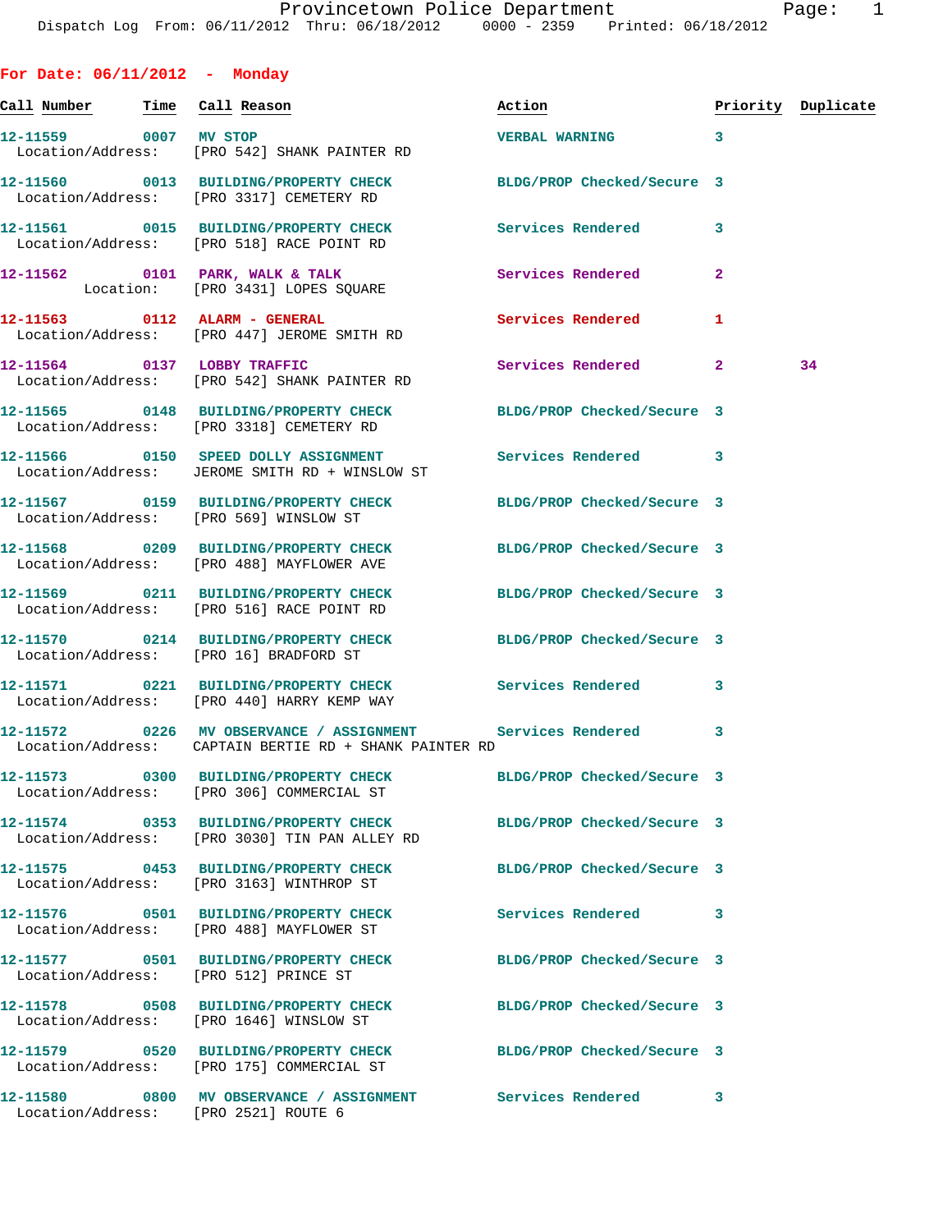# Provincetown Police Department

Dispatch Log From: 06/11/2012 Thru: 06/18/2012 0000 - 2359 Printed: 06/18/2012

## For Date: 06/11/2012 - Monday

| Call Number | Time | Call Reason | Action | Priority | Duplicate |
|---|---|---|---|---|---|
| 12-11559 | 0007 | MV STOP | VERBAL WARNING | 3 | |
| Location/Address: | | [PRO 542] SHANK PAINTER RD | | | |
| 12-11560 | 0013 | BUILDING/PROPERTY CHECK | BLDG/PROP Checked/Secure | 3 | |
| Location/Address: | | [PRO 3317] CEMETERY RD | | | |
| 12-11561 | 0015 | BUILDING/PROPERTY CHECK | Services Rendered | 3 | |
| Location/Address: | | [PRO 518] RACE POINT RD | | | |
| 12-11562 | 0101 | PARK, WALK & TALK | Services Rendered | 2 | |
| Location: | | [PRO 3431] LOPES SQUARE | | | |
| 12-11563 | 0112 | ALARM - GENERAL | Services Rendered | 1 | |
| Location/Address: | | [PRO 447] JEROME SMITH RD | | | |
| 12-11564 | 0137 | LOBBY TRAFFIC | Services Rendered | 2 | 34 |
| Location/Address: | | [PRO 542] SHANK PAINTER RD | | | |
| 12-11565 | 0148 | BUILDING/PROPERTY CHECK | BLDG/PROP Checked/Secure | 3 | |
| Location/Address: | | [PRO 3318] CEMETERY RD | | | |
| 12-11566 | 0150 | SPEED DOLLY ASSIGNMENT | Services Rendered | 3 | |
| Location/Address: | | JEROME SMITH RD + WINSLOW ST | | | |
| 12-11567 | 0159 | BUILDING/PROPERTY CHECK | BLDG/PROP Checked/Secure | 3 | |
| Location/Address: | | [PRO 569] WINSLOW ST | | | |
| 12-11568 | 0209 | BUILDING/PROPERTY CHECK | BLDG/PROP Checked/Secure | 3 | |
| Location/Address: | | [PRO 488] MAYFLOWER AVE | | | |
| 12-11569 | 0211 | BUILDING/PROPERTY CHECK | BLDG/PROP Checked/Secure | 3 | |
| Location/Address: | | [PRO 516] RACE POINT RD | | | |
| 12-11570 | 0214 | BUILDING/PROPERTY CHECK | BLDG/PROP Checked/Secure | 3 | |
| Location/Address: | | [PRO 16] BRADFORD ST | | | |
| 12-11571 | 0221 | BUILDING/PROPERTY CHECK | Services Rendered | 3 | |
| Location/Address: | | [PRO 440] HARRY KEMP WAY | | | |
| 12-11572 | 0226 | MV OBSERVANCE / ASSIGNMENT | Services Rendered | 3 | |
| Location/Address: | | CAPTAIN BERTIE RD + SHANK PAINTER RD | | | |
| 12-11573 | 0300 | BUILDING/PROPERTY CHECK | BLDG/PROP Checked/Secure | 3 | |
| Location/Address: | | [PRO 306] COMMERCIAL ST | | | |
| 12-11574 | 0353 | BUILDING/PROPERTY CHECK | BLDG/PROP Checked/Secure | 3 | |
| Location/Address: | | [PRO 3030] TIN PAN ALLEY RD | | | |
| 12-11575 | 0453 | BUILDING/PROPERTY CHECK | BLDG/PROP Checked/Secure | 3 | |
| Location/Address: | | [PRO 3163] WINTHROP ST | | | |
| 12-11576 | 0501 | BUILDING/PROPERTY CHECK | Services Rendered | 3 | |
| Location/Address: | | [PRO 488] MAYFLOWER ST | | | |
| 12-11577 | 0501 | BUILDING/PROPERTY CHECK | BLDG/PROP Checked/Secure | 3 | |
| Location/Address: | | [PRO 512] PRINCE ST | | | |
| 12-11578 | 0508 | BUILDING/PROPERTY CHECK | BLDG/PROP Checked/Secure | 3 | |
| Location/Address: | | [PRO 1646] WINSLOW ST | | | |
| 12-11579 | 0520 | BUILDING/PROPERTY CHECK | BLDG/PROP Checked/Secure | 3 | |
| Location/Address: | | [PRO 175] COMMERCIAL ST | | | |
| 12-11580 | 0800 | MV OBSERVANCE / ASSIGNMENT | Services Rendered | 3 | |
| Location/Address: | | [PRO 2521] ROUTE 6 | | | |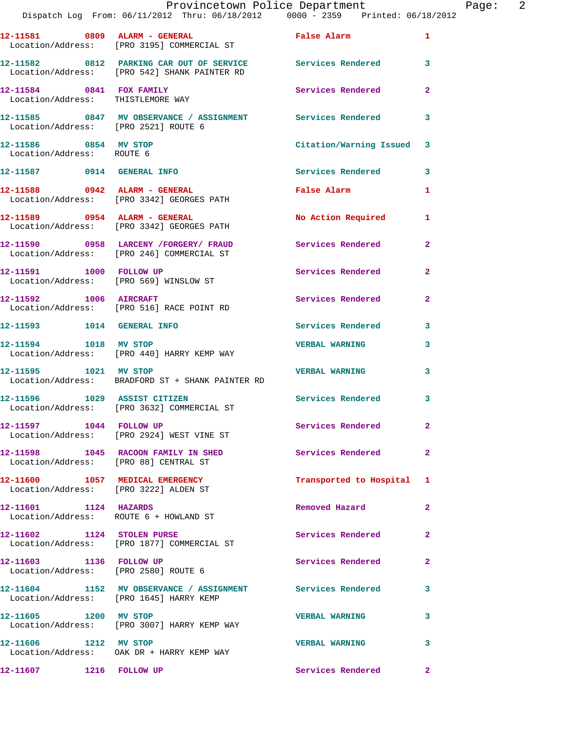12-11581 0809 ALARM - GENERAL False Alarm 1
Location/Address: [PRO 3195] COMMERCIAL ST

12-11582 0812 PARKING CAR OUT OF SERVICE Services Rendered 3
Location/Address: [PRO 542] SHANK PAINTER RD

12-11584 0841 FOX FAMILY Services Rendered 2
Location/Address: THISTLEMORE WAY

12-11585 0847 MV OBSERVANCE / ASSIGNMENT Services Rendered 3
Location/Address: [PRO 2521] ROUTE 6

12-11586 0854 MV STOP Citation/Warning Issued 3
Location/Address: ROUTE 6

12-11587 0914 GENERAL INFO Services Rendered 3

12-11588 0942 ALARM - GENERAL False Alarm 1
Location/Address: [PRO 3342] GEORGES PATH

12-11589 0954 ALARM - GENERAL No Action Required 1
Location/Address: [PRO 3342] GEORGES PATH

12-11590 0958 LARCENY /FORGERY/ FRAUD Services Rendered 2
Location/Address: [PRO 246] COMMERCIAL ST

12-11591 1000 FOLLOW UP Services Rendered 2
Location/Address: [PRO 569] WINSLOW ST

12-11592 1006 AIRCRAFT Services Rendered 2
Location/Address: [PRO 516] RACE POINT RD

12-11593 1014 GENERAL INFO Services Rendered 3

12-11594 1018 MV STOP VERBAL WARNING 3
Location/Address: [PRO 440] HARRY KEMP WAY

12-11595 1021 MV STOP VERBAL WARNING 3
Location/Address: BRADFORD ST + SHANK PAINTER RD

12-11596 1029 ASSIST CITIZEN Services Rendered 3
Location/Address: [PRO 3632] COMMERCIAL ST

12-11597 1044 FOLLOW UP Services Rendered 2
Location/Address: [PRO 2924] WEST VINE ST

12-11598 1045 RACOON FAMILY IN SHED Services Rendered 2
Location/Address: [PRO 88] CENTRAL ST

12-11600 1057 MEDICAL EMERGENCY Transported to Hospital 1
Location/Address: [PRO 3222] ALDEN ST

12-11601 1124 HAZARDS Removed Hazard 2
Location/Address: ROUTE 6 + HOWLAND ST

12-11602 1124 STOLEN PURSE Services Rendered 2
Location/Address: [PRO 1877] COMMERCIAL ST

12-11603 1136 FOLLOW UP Services Rendered 2
Location/Address: [PRO 2580] ROUTE 6

12-11604 1152 MV OBSERVANCE / ASSIGNMENT Services Rendered 3
Location/Address: [PRO 1645] HARRY KEMP

12-11605 1200 MV STOP VERBAL WARNING 3
Location/Address: [PRO 3007] HARRY KEMP WAY

12-11606 1212 MV STOP VERBAL WARNING 3
Location/Address: OAK DR + HARRY KEMP WAY

12-11607 1216 FOLLOW UP Services Rendered 2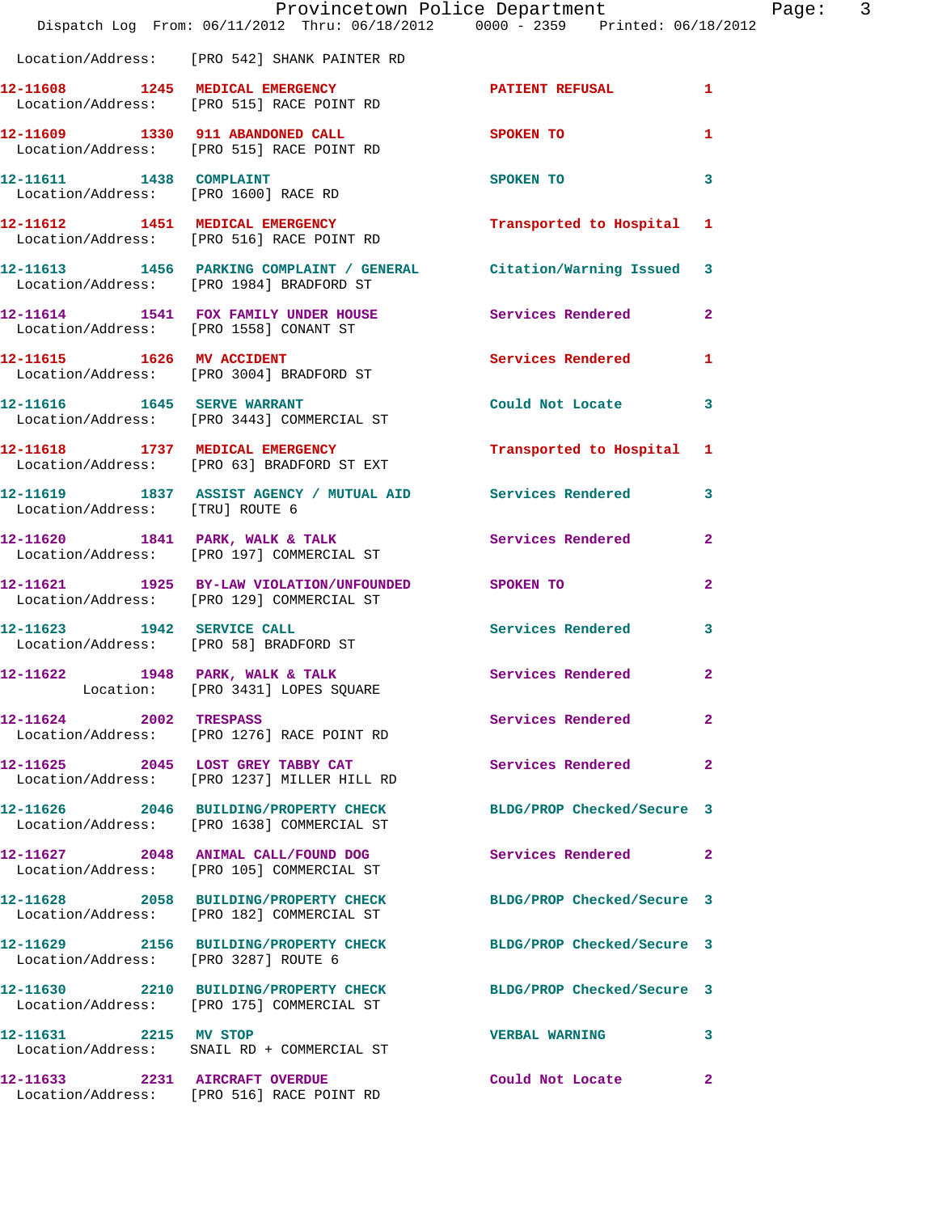Location/Address: [PRO 542] SHANK PAINTER RD

| | | | | |
|---|---|---|---|---|
| 12-11608 | 1245 | MEDICAL EMERGENCY | PATIENT REFUSAL | 1 |
| Location/Address: | | [PRO 515] RACE POINT RD | | |
| 12-11609 | 1330 | 911 ABANDONED CALL | SPOKEN TO | 1 |
| Location/Address: | | [PRO 515] RACE POINT RD | | |
| 12-11611 | 1438 | COMPLAINT | SPOKEN TO | 3 |
| Location/Address: | | [PRO 1600] RACE RD | | |
| 12-11612 | 1451 | MEDICAL EMERGENCY | Transported to Hospital | 1 |
| Location/Address: | | [PRO 516] RACE POINT RD | | |
| 12-11613 | 1456 | PARKING COMPLAINT / GENERAL | Citation/Warning Issued | 3 |
| Location/Address: | | [PRO 1984] BRADFORD ST | | |
| 12-11614 | 1541 | FOX FAMILY UNDER HOUSE | Services Rendered | 2 |
| Location/Address: | | [PRO 1558] CONANT ST | | |
| 12-11615 | 1626 | MV ACCIDENT | Services Rendered | 1 |
| Location/Address: | | [PRO 3004] BRADFORD ST | | |
| 12-11616 | 1645 | SERVE WARRANT | Could Not Locate | 3 |
| Location/Address: | | [PRO 3443] COMMERCIAL ST | | |
| 12-11618 | 1737 | MEDICAL EMERGENCY | Transported to Hospital | 1 |
| Location/Address: | | [PRO 63] BRADFORD ST EXT | | |
| 12-11619 | 1837 | ASSIST AGENCY / MUTUAL AID | Services Rendered | 3 |
| Location/Address: | | [TRU] ROUTE 6 | | |
| 12-11620 | 1841 | PARK, WALK & TALK | Services Rendered | 2 |
| Location/Address: | | [PRO 197] COMMERCIAL ST | | |
| 12-11621 | 1925 | BY-LAW VIOLATION/UNFOUNDED | SPOKEN TO | 2 |
| Location/Address: | | [PRO 129] COMMERCIAL ST | | |
| 12-11623 | 1942 | SERVICE CALL | Services Rendered | 3 |
| Location/Address: | | [PRO 58] BRADFORD ST | | |
| 12-11622 | 1948 | PARK, WALK & TALK | Services Rendered | 2 |
| Location: | | [PRO 3431] LOPES SQUARE | | |
| 12-11624 | 2002 | TRESPASS | Services Rendered | 2 |
| Location/Address: | | [PRO 1276] RACE POINT RD | | |
| 12-11625 | 2045 | LOST GREY TABBY CAT | Services Rendered | 2 |
| Location/Address: | | [PRO 1237] MILLER HILL RD | | |
| 12-11626 | 2046 | BUILDING/PROPERTY CHECK | BLDG/PROP Checked/Secure | 3 |
| Location/Address: | | [PRO 1638] COMMERCIAL ST | | |
| 12-11627 | 2048 | ANIMAL CALL/FOUND DOG | Services Rendered | 2 |
| Location/Address: | | [PRO 105] COMMERCIAL ST | | |
| 12-11628 | 2058 | BUILDING/PROPERTY CHECK | BLDG/PROP Checked/Secure | 3 |
| Location/Address: | | [PRO 182] COMMERCIAL ST | | |
| 12-11629 | 2156 | BUILDING/PROPERTY CHECK | BLDG/PROP Checked/Secure | 3 |
| Location/Address: | | [PRO 3287] ROUTE 6 | | |
| 12-11630 | 2210 | BUILDING/PROPERTY CHECK | BLDG/PROP Checked/Secure | 3 |
| Location/Address: | | [PRO 175] COMMERCIAL ST | | |
| 12-11631 | 2215 | MV STOP | VERBAL WARNING | 3 |
| Location/Address: | | SNAIL RD + COMMERCIAL ST | | |
| 12-11633 | 2231 | AIRCRAFT OVERDUE | Could Not Locate | 2 |
| Location/Address: | | [PRO 516] RACE POINT RD | | |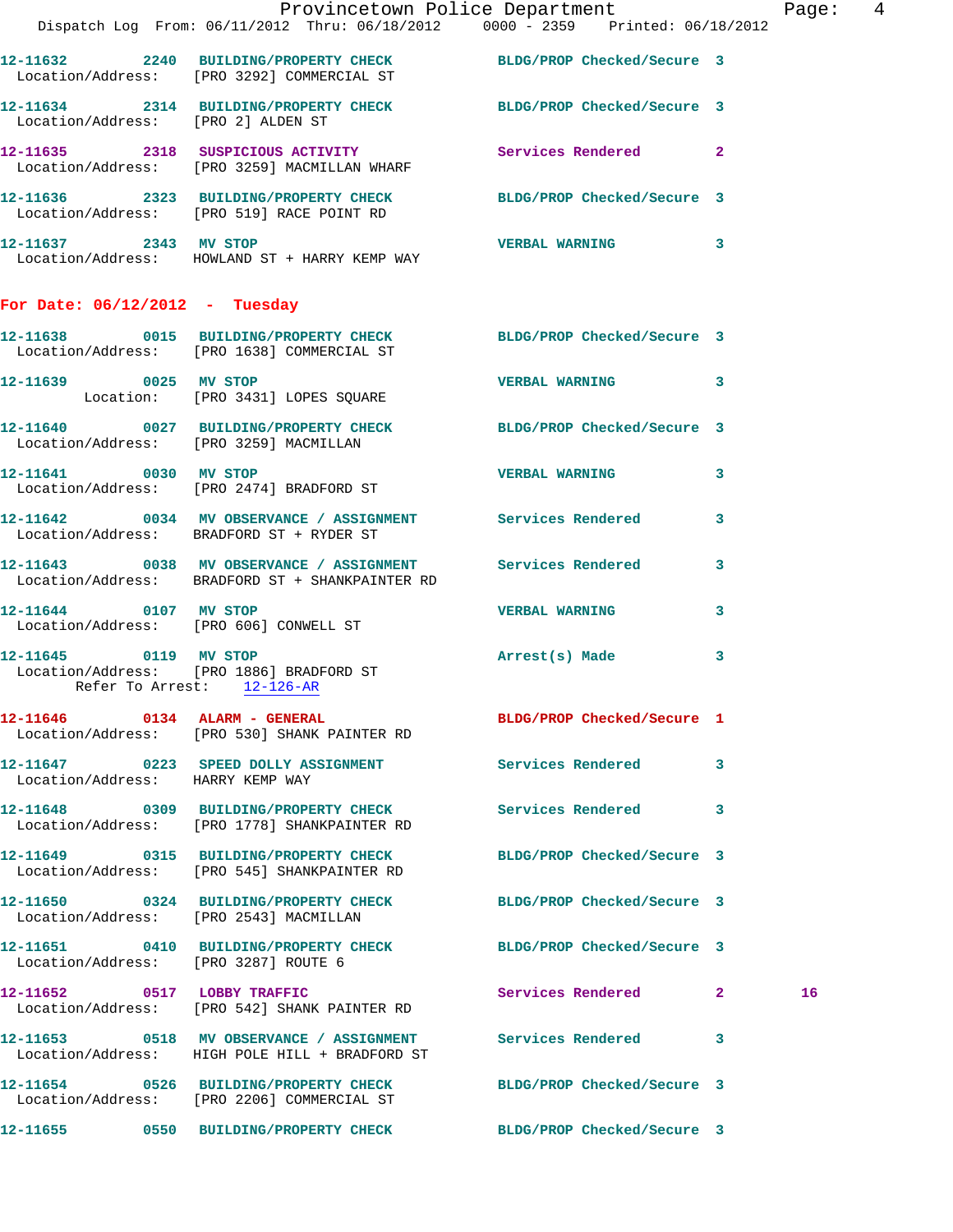12-11632 2240 BUILDING/PROPERTY CHECK BLDG/PROP Checked/Secure 3
Location/Address: [PRO 3292] COMMERCIAL ST

12-11634 2314 BUILDING/PROPERTY CHECK BLDG/PROP Checked/Secure 3
Location/Address: [PRO 2] ALDEN ST

12-11635 2318 SUSPICIOUS ACTIVITY Services Rendered 2
Location/Address: [PRO 3259] MACMILLAN WHARF

12-11636 2323 BUILDING/PROPERTY CHECK BLDG/PROP Checked/Secure 3
Location/Address: [PRO 519] RACE POINT RD

12-11637 2343 MV STOP VERBAL WARNING 3
Location/Address: HOWLAND ST + HARRY KEMP WAY

## For Date: 06/12/2012 - Tuesday

12-11638 0015 BUILDING/PROPERTY CHECK BLDG/PROP Checked/Secure 3
Location/Address: [PRO 1638] COMMERCIAL ST

12-11639 0025 MV STOP VERBAL WARNING 3
Location: [PRO 3431] LOPES SQUARE

12-11640 0027 BUILDING/PROPERTY CHECK BLDG/PROP Checked/Secure 3
Location/Address: [PRO 3259] MACMILLAN

12-11641 0030 MV STOP VERBAL WARNING 3
Location/Address: [PRO 2474] BRADFORD ST

12-11642 0034 MV OBSERVANCE / ASSIGNMENT Services Rendered 3
Location/Address: BRADFORD ST + RYDER ST

12-11643 0038 MV OBSERVANCE / ASSIGNMENT Services Rendered 3
Location/Address: BRADFORD ST + SHANKPAINTER RD

12-11644 0107 MV STOP VERBAL WARNING 3
Location/Address: [PRO 606] CONWELL ST

12-11645 0119 MV STOP Arrest(s) Made 3
Location/Address: [PRO 1886] BRADFORD ST
Refer To Arrest: 12-126-AR

12-11646 0134 ALARM - GENERAL BLDG/PROP Checked/Secure 1
Location/Address: [PRO 530] SHANK PAINTER RD

12-11647 0223 SPEED DOLLY ASSIGNMENT Services Rendered 3
Location/Address: HARRY KEMP WAY

12-11648 0309 BUILDING/PROPERTY CHECK Services Rendered 3
Location/Address: [PRO 1778] SHANKPAINTER RD

12-11649 0315 BUILDING/PROPERTY CHECK BLDG/PROP Checked/Secure 3
Location/Address: [PRO 545] SHANKPAINTER RD

12-11650 0324 BUILDING/PROPERTY CHECK BLDG/PROP Checked/Secure 3
Location/Address: [PRO 2543] MACMILLAN

12-11651 0410 BUILDING/PROPERTY CHECK BLDG/PROP Checked/Secure 3
Location/Address: [PRO 3287] ROUTE 6

12-11652 0517 LOBBY TRAFFIC Services Rendered 2 16
Location/Address: [PRO 542] SHANK PAINTER RD

12-11653 0518 MV OBSERVANCE / ASSIGNMENT Services Rendered 3
Location/Address: HIGH POLE HILL + BRADFORD ST

12-11654 0526 BUILDING/PROPERTY CHECK BLDG/PROP Checked/Secure 3
Location/Address: [PRO 2206] COMMERCIAL ST

12-11655 0550 BUILDING/PROPERTY CHECK BLDG/PROP Checked/Secure 3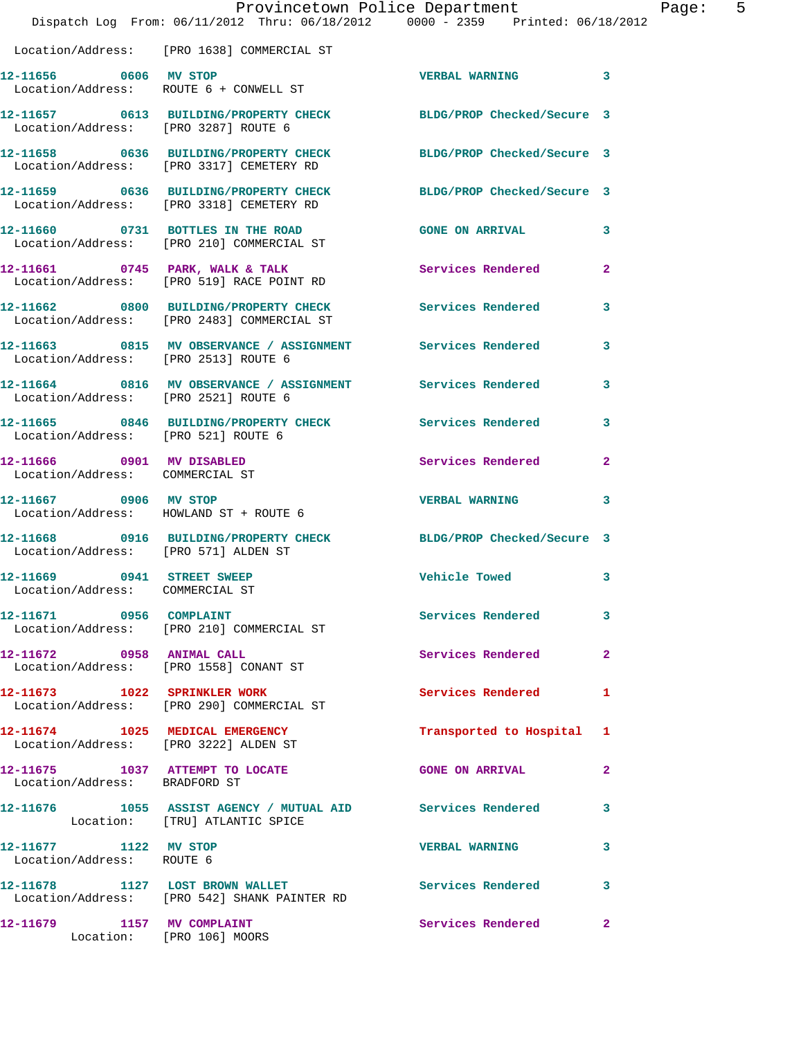Location/Address: [PRO 1638] COMMERCIAL ST

| | | | | |
|---|---|---|---|---|
| 12-11656 | 0606 | MV STOP | VERBAL WARNING | 3 |
| Location/Address: | ROUTE 6 + CONWELL ST | | | |
| 12-11657 | 0613 | BUILDING/PROPERTY CHECK | BLDG/PROP Checked/Secure | 3 |
| Location/Address: | [PRO 3287] ROUTE 6 | | | |
| 12-11658 | 0636 | BUILDING/PROPERTY CHECK | BLDG/PROP Checked/Secure | 3 |
| Location/Address: | [PRO 3317] CEMETERY RD | | | |
| 12-11659 | 0636 | BUILDING/PROPERTY CHECK | BLDG/PROP Checked/Secure | 3 |
| Location/Address: | [PRO 3318] CEMETERY RD | | | |
| 12-11660 | 0731 | BOTTLES IN THE ROAD | GONE ON ARRIVAL | 3 |
| Location/Address: | [PRO 210] COMMERCIAL ST | | | |
| 12-11661 | 0745 | PARK, WALK & TALK | Services Rendered | 2 |
| Location/Address: | [PRO 519] RACE POINT RD | | | |
| 12-11662 | 0800 | BUILDING/PROPERTY CHECK | Services Rendered | 3 |
| Location/Address: | [PRO 2483] COMMERCIAL ST | | | |
| 12-11663 | 0815 | MV OBSERVANCE / ASSIGNMENT | Services Rendered | 3 |
| Location/Address: | [PRO 2513] ROUTE 6 | | | |
| 12-11664 | 0816 | MV OBSERVANCE / ASSIGNMENT | Services Rendered | 3 |
| Location/Address: | [PRO 2521] ROUTE 6 | | | |
| 12-11665 | 0846 | BUILDING/PROPERTY CHECK | Services Rendered | 3 |
| Location/Address: | [PRO 521] ROUTE 6 | | | |
| 12-11666 | 0901 | MV DISABLED | Services Rendered | 2 |
| Location/Address: | COMMERCIAL ST | | | |
| 12-11667 | 0906 | MV STOP | VERBAL WARNING | 3 |
| Location/Address: | HOWLAND ST + ROUTE 6 | | | |
| 12-11668 | 0916 | BUILDING/PROPERTY CHECK | BLDG/PROP Checked/Secure | 3 |
| Location/Address: | [PRO 571] ALDEN ST | | | |
| 12-11669 | 0941 | STREET SWEEP | Vehicle Towed | 3 |
| Location/Address: | COMMERCIAL ST | | | |
| 12-11671 | 0956 | COMPLAINT | Services Rendered | 3 |
| Location/Address: | [PRO 210] COMMERCIAL ST | | | |
| 12-11672 | 0958 | ANIMAL CALL | Services Rendered | 2 |
| Location/Address: | [PRO 1558] CONANT ST | | | |
| 12-11673 | 1022 | SPRINKLER WORK | Services Rendered | 1 |
| Location/Address: | [PRO 290] COMMERCIAL ST | | | |
| 12-11674 | 1025 | MEDICAL EMERGENCY | Transported to Hospital | 1 |
| Location/Address: | [PRO 3222] ALDEN ST | | | |
| 12-11675 | 1037 | ATTEMPT TO LOCATE | GONE ON ARRIVAL | 2 |
| Location/Address: | BRADFORD ST | | | |
| 12-11676 | 1055 | ASSIST AGENCY / MUTUAL AID | Services Rendered | 3 |
| Location: | [TRU] ATLANTIC SPICE | | | |
| 12-11677 | 1122 | MV STOP | VERBAL WARNING | 3 |
| Location/Address: | ROUTE 6 | | | |
| 12-11678 | 1127 | LOST BROWN WALLET | Services Rendered | 3 |
| Location/Address: | [PRO 542] SHANK PAINTER RD | | | |
| 12-11679 | 1157 | MV COMPLAINT | Services Rendered | 2 |
| Location: | [PRO 106] MOORS | | | |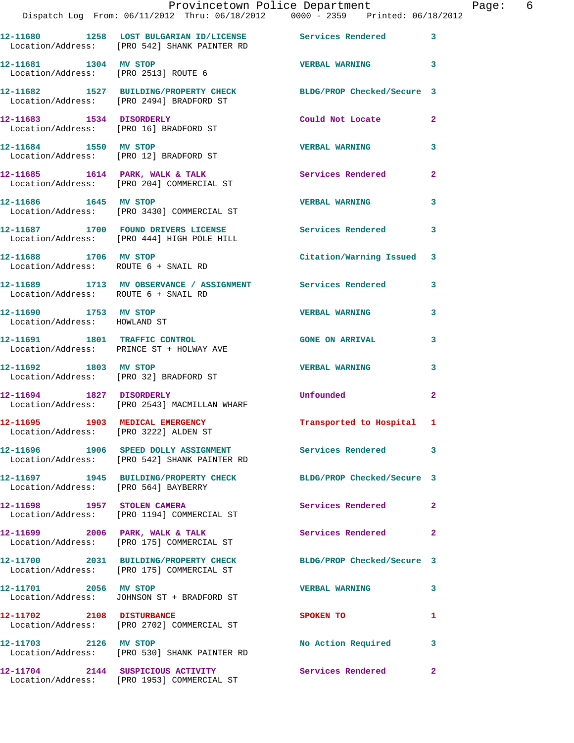12-11680 1258 LOST BULGARIAN ID/LICENSE Services Rendered 3
Location/Address: [PRO 542] SHANK PAINTER RD

12-11681 1304 MV STOP VERBAL WARNING 3
Location/Address: [PRO 2513] ROUTE 6

12-11682 1527 BUILDING/PROPERTY CHECK BLDG/PROP Checked/Secure 3
Location/Address: [PRO 2494] BRADFORD ST

12-11683 1534 DISORDERLY Could Not Locate 2
Location/Address: [PRO 16] BRADFORD ST

12-11684 1550 MV STOP VERBAL WARNING 3
Location/Address: [PRO 12] BRADFORD ST

12-11685 1614 PARK, WALK & TALK Services Rendered 2
Location/Address: [PRO 204] COMMERCIAL ST

12-11686 1645 MV STOP VERBAL WARNING 3
Location/Address: [PRO 3430] COMMERCIAL ST

12-11687 1700 FOUND DRIVERS LICENSE Services Rendered 3
Location/Address: [PRO 444] HIGH POLE HILL

12-11688 1706 MV STOP Citation/Warning Issued 3
Location/Address: ROUTE 6 + SNAIL RD

12-11689 1713 MV OBSERVANCE / ASSIGNMENT Services Rendered 3
Location/Address: ROUTE 6 + SNAIL RD

12-11690 1753 MV STOP VERBAL WARNING 3
Location/Address: HOWLAND ST

12-11691 1801 TRAFFIC CONTROL GONE ON ARRIVAL 3
Location/Address: PRINCE ST + HOLWAY AVE

12-11692 1803 MV STOP VERBAL WARNING 3
Location/Address: [PRO 32] BRADFORD ST

12-11694 1827 DISORDERLY Unfounded 2
Location/Address: [PRO 2543] MACMILLAN WHARF

12-11695 1903 MEDICAL EMERGENCY Transported to Hospital 1
Location/Address: [PRO 3222] ALDEN ST

12-11696 1906 SPEED DOLLY ASSIGNMENT Services Rendered 3
Location/Address: [PRO 542] SHANK PAINTER RD

12-11697 1945 BUILDING/PROPERTY CHECK BLDG/PROP Checked/Secure 3
Location/Address: [PRO 564] BAYBERRY

12-11698 1957 STOLEN CAMERA Services Rendered 2
Location/Address: [PRO 1194] COMMERCIAL ST

12-11699 2006 PARK, WALK & TALK Services Rendered 2
Location/Address: [PRO 175] COMMERCIAL ST

12-11700 2031 BUILDING/PROPERTY CHECK BLDG/PROP Checked/Secure 3
Location/Address: [PRO 175] COMMERCIAL ST

12-11701 2056 MV STOP VERBAL WARNING 3
Location/Address: JOHNSON ST + BRADFORD ST

12-11702 2108 DISTURBANCE SPOKEN TO 1
Location/Address: [PRO 2702] COMMERCIAL ST

12-11703 2126 MV STOP No Action Required 3
Location/Address: [PRO 530] SHANK PAINTER RD

12-11704 2144 SUSPICIOUS ACTIVITY Services Rendered 2
Location/Address: [PRO 1953] COMMERCIAL ST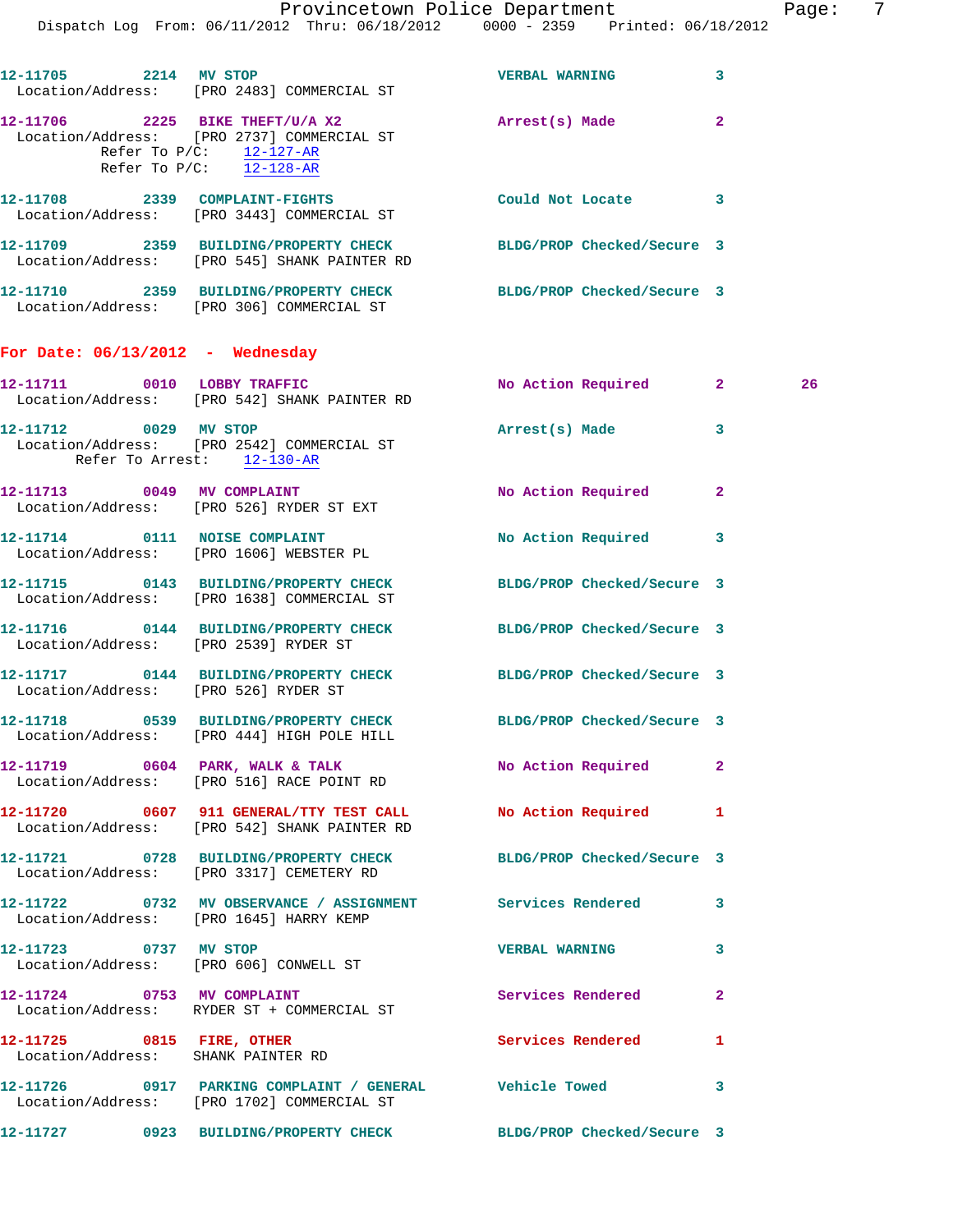12-11705 2214 MV STOP VERBAL WARNING 3
Location/Address: [PRO 2483] COMMERCIAL ST

12-11706 2225 BIKE THEFT/U/A X2 Arrest(s) Made 2
Location/Address: [PRO 2737] COMMERCIAL ST
Refer To P/C: 12-127-AR
Refer To P/C: 12-128-AR

12-11708 2339 COMPLAINT-FIGHTS Could Not Locate 3
Location/Address: [PRO 3443] COMMERCIAL ST

12-11709 2359 BUILDING/PROPERTY CHECK BLDG/PROP Checked/Secure 3
Location/Address: [PRO 545] SHANK PAINTER RD

12-11710 2359 BUILDING/PROPERTY CHECK BLDG/PROP Checked/Secure 3
Location/Address: [PRO 306] COMMERCIAL ST

**For Date: 06/13/2012 - Wednesday**

12-11711 0010 LOBBY TRAFFIC No Action Required 2 26
Location/Address: [PRO 542] SHANK PAINTER RD

12-11712 0029 MV STOP Arrest(s) Made 3
Location/Address: [PRO 2542] COMMERCIAL ST
Refer To Arrest: 12-130-AR

12-11713 0049 MV COMPLAINT No Action Required 2
Location/Address: [PRO 526] RYDER ST EXT

12-11714 0111 NOISE COMPLAINT No Action Required 3
Location/Address: [PRO 1606] WEBSTER PL

12-11715 0143 BUILDING/PROPERTY CHECK BLDG/PROP Checked/Secure 3
Location/Address: [PRO 1638] COMMERCIAL ST

12-11716 0144 BUILDING/PROPERTY CHECK BLDG/PROP Checked/Secure 3
Location/Address: [PRO 2539] RYDER ST

12-11717 0144 BUILDING/PROPERTY CHECK BLDG/PROP Checked/Secure 3
Location/Address: [PRO 526] RYDER ST

12-11718 0539 BUILDING/PROPERTY CHECK BLDG/PROP Checked/Secure 3
Location/Address: [PRO 444] HIGH POLE HILL

12-11719 0604 PARK, WALK & TALK No Action Required 2
Location/Address: [PRO 516] RACE POINT RD

12-11720 0607 911 GENERAL/TTY TEST CALL No Action Required 1
Location/Address: [PRO 542] SHANK PAINTER RD

12-11721 0728 BUILDING/PROPERTY CHECK BLDG/PROP Checked/Secure 3
Location/Address: [PRO 3317] CEMETERY RD

12-11722 0732 MV OBSERVANCE / ASSIGNMENT Services Rendered 3
Location/Address: [PRO 1645] HARRY KEMP

12-11723 0737 MV STOP VERBAL WARNING 3
Location/Address: [PRO 606] CONWELL ST

12-11724 0753 MV COMPLAINT Services Rendered 2
Location/Address: RYDER ST + COMMERCIAL ST

12-11725 0815 FIRE, OTHER Services Rendered 1
Location/Address: SHANK PAINTER RD

12-11726 0917 PARKING COMPLAINT / GENERAL Vehicle Towed 3
Location/Address: [PRO 1702] COMMERCIAL ST

12-11727 0923 BUILDING/PROPERTY CHECK BLDG/PROP Checked/Secure 3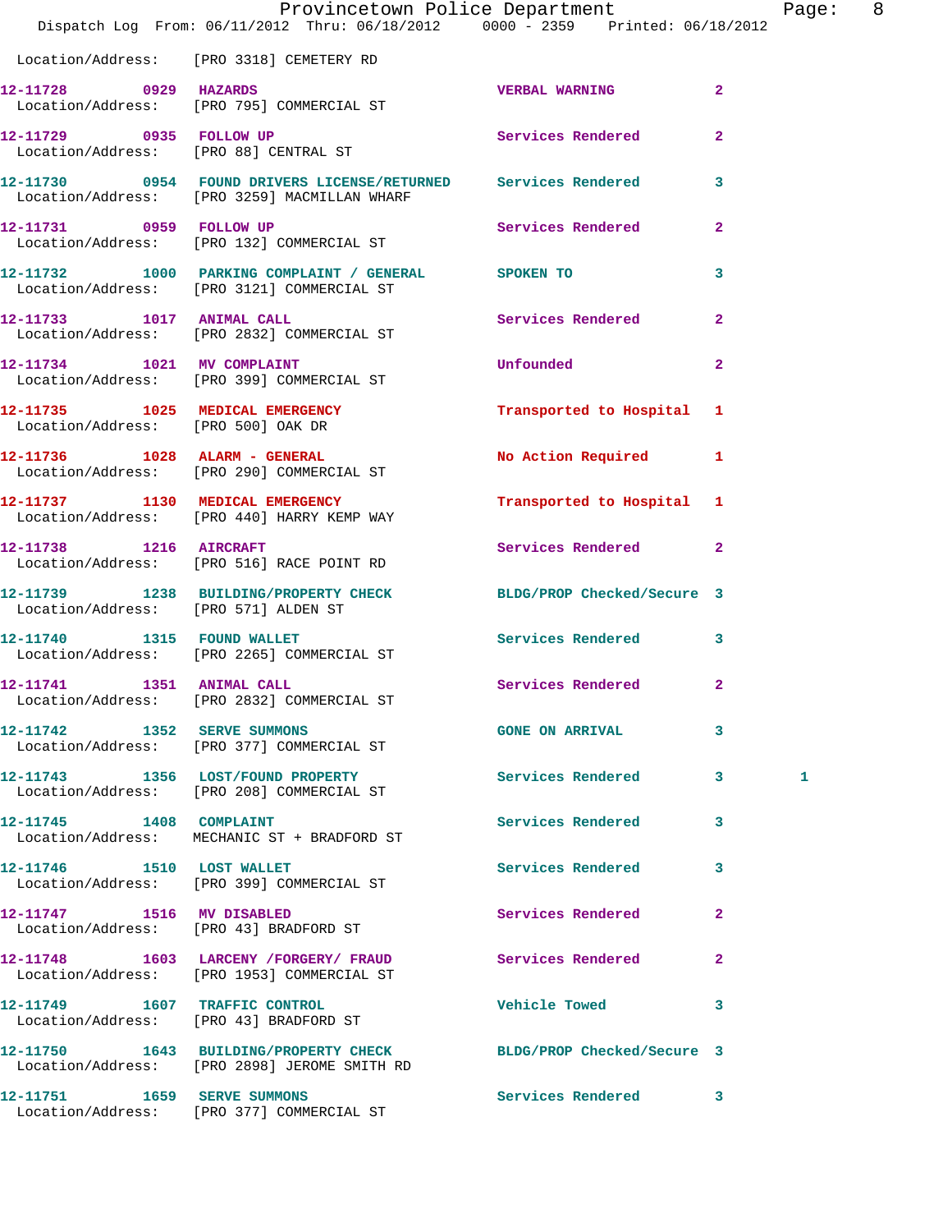Location/Address: [PRO 3318] CEMETERY RD

12-11728 0929 HAZARDS VERBAL WARNING 2
Location/Address: [PRO 795] COMMERCIAL ST

12-11729 0935 FOLLOW UP Services Rendered 2
Location/Address: [PRO 88] CENTRAL ST

12-11730 0954 FOUND DRIVERS LICENSE/RETURNED Services Rendered 3
Location/Address: [PRO 3259] MACMILLAN WHARF

12-11731 0959 FOLLOW UP Services Rendered 2
Location/Address: [PRO 132] COMMERCIAL ST

12-11732 1000 PARKING COMPLAINT / GENERAL SPOKEN TO 3
Location/Address: [PRO 3121] COMMERCIAL ST

12-11733 1017 ANIMAL CALL Services Rendered 2
Location/Address: [PRO 2832] COMMERCIAL ST

12-11734 1021 MV COMPLAINT Unfounded 2
Location/Address: [PRO 399] COMMERCIAL ST

12-11735 1025 MEDICAL EMERGENCY Transported to Hospital 1
Location/Address: [PRO 500] OAK DR

12-11736 1028 ALARM - GENERAL No Action Required 1
Location/Address: [PRO 290] COMMERCIAL ST

12-11737 1130 MEDICAL EMERGENCY Transported to Hospital 1
Location/Address: [PRO 440] HARRY KEMP WAY

12-11738 1216 AIRCRAFT Services Rendered 2
Location/Address: [PRO 516] RACE POINT RD

12-11739 1238 BUILDING/PROPERTY CHECK BLDG/PROP Checked/Secure 3
Location/Address: [PRO 571] ALDEN ST

12-11740 1315 FOUND WALLET Services Rendered 3
Location/Address: [PRO 2265] COMMERCIAL ST

12-11741 1351 ANIMAL CALL Services Rendered 2
Location/Address: [PRO 2832] COMMERCIAL ST

12-11742 1352 SERVE SUMMONS GONE ON ARRIVAL 3
Location/Address: [PRO 377] COMMERCIAL ST

12-11743 1356 LOST/FOUND PROPERTY Services Rendered 3 1
Location/Address: [PRO 208] COMMERCIAL ST

12-11745 1408 COMPLAINT Services Rendered 3
Location/Address: MECHANIC ST + BRADFORD ST

12-11746 1510 LOST WALLET Services Rendered 3
Location/Address: [PRO 399] COMMERCIAL ST

12-11747 1516 MV DISABLED Services Rendered 2
Location/Address: [PRO 43] BRADFORD ST

12-11748 1603 LARCENY /FORGERY/ FRAUD Services Rendered 2
Location/Address: [PRO 1953] COMMERCIAL ST

12-11749 1607 TRAFFIC CONTROL Vehicle Towed 3
Location/Address: [PRO 43] BRADFORD ST

12-11750 1643 BUILDING/PROPERTY CHECK BLDG/PROP Checked/Secure 3
Location/Address: [PRO 2898] JEROME SMITH RD

12-11751 1659 SERVE SUMMONS Services Rendered 3
Location/Address: [PRO 377] COMMERCIAL ST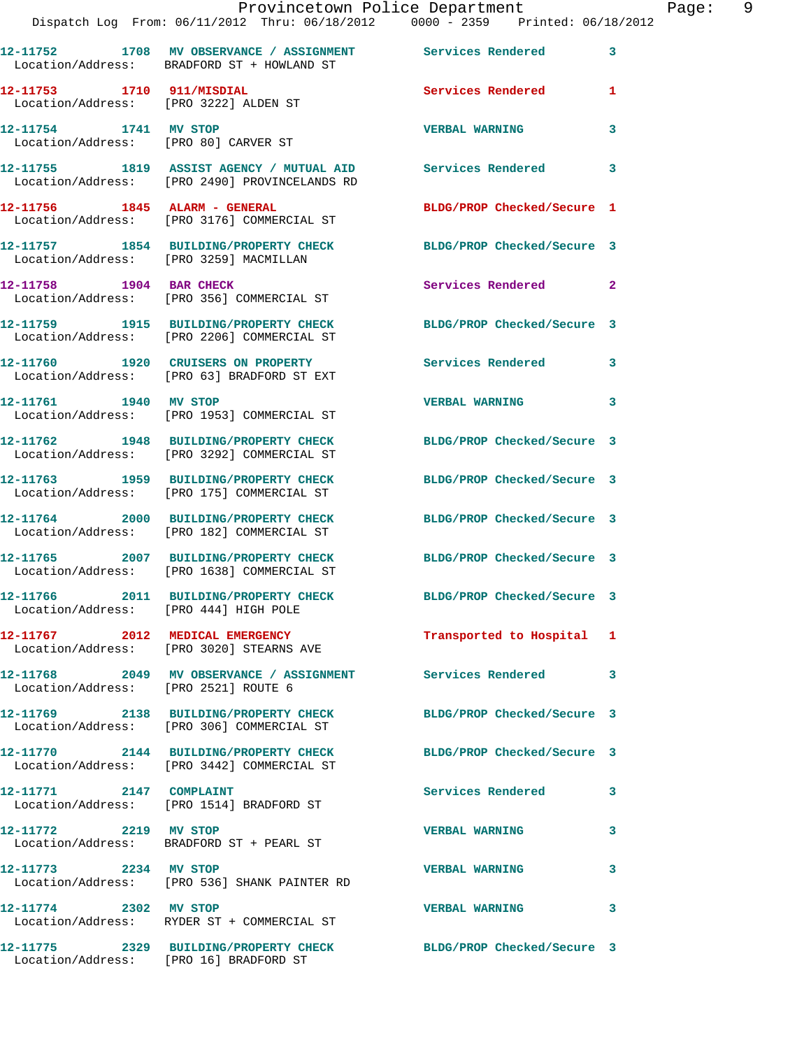12-11752 1708 MV OBSERVANCE / ASSIGNMENT Services Rendered 3
Location/Address: BRADFORD ST + HOWLAND ST

12-11753 1710 911/MISDIAL Services Rendered 1
Location/Address: [PRO 3222] ALDEN ST

12-11754 1741 MV STOP VERBAL WARNING 3
Location/Address: [PRO 80] CARVER ST

12-11755 1819 ASSIST AGENCY / MUTUAL AID Services Rendered 3
Location/Address: [PRO 2490] PROVINCELANDS RD

12-11756 1845 ALARM - GENERAL BLDG/PROP Checked/Secure 1
Location/Address: [PRO 3176] COMMERCIAL ST

12-11757 1854 BUILDING/PROPERTY CHECK BLDG/PROP Checked/Secure 3
Location/Address: [PRO 3259] MACMILLAN

12-11758 1904 BAR CHECK Services Rendered 2
Location/Address: [PRO 356] COMMERCIAL ST

12-11759 1915 BUILDING/PROPERTY CHECK BLDG/PROP Checked/Secure 3
Location/Address: [PRO 2206] COMMERCIAL ST

12-11760 1920 CRUISERS ON PROPERTY Services Rendered 3
Location/Address: [PRO 63] BRADFORD ST EXT

12-11761 1940 MV STOP VERBAL WARNING 3
Location/Address: [PRO 1953] COMMERCIAL ST

12-11762 1948 BUILDING/PROPERTY CHECK BLDG/PROP Checked/Secure 3
Location/Address: [PRO 3292] COMMERCIAL ST

12-11763 1959 BUILDING/PROPERTY CHECK BLDG/PROP Checked/Secure 3
Location/Address: [PRO 175] COMMERCIAL ST

12-11764 2000 BUILDING/PROPERTY CHECK BLDG/PROP Checked/Secure 3
Location/Address: [PRO 182] COMMERCIAL ST

12-11765 2007 BUILDING/PROPERTY CHECK BLDG/PROP Checked/Secure 3
Location/Address: [PRO 1638] COMMERCIAL ST

12-11766 2011 BUILDING/PROPERTY CHECK BLDG/PROP Checked/Secure 3
Location/Address: [PRO 444] HIGH POLE

12-11767 2012 MEDICAL EMERGENCY Transported to Hospital 1
Location/Address: [PRO 3020] STEARNS AVE

12-11768 2049 MV OBSERVANCE / ASSIGNMENT Services Rendered 3
Location/Address: [PRO 2521] ROUTE 6

12-11769 2138 BUILDING/PROPERTY CHECK BLDG/PROP Checked/Secure 3
Location/Address: [PRO 306] COMMERCIAL ST

12-11770 2144 BUILDING/PROPERTY CHECK BLDG/PROP Checked/Secure 3
Location/Address: [PRO 3442] COMMERCIAL ST

12-11771 2147 COMPLAINT Services Rendered 3
Location/Address: [PRO 1514] BRADFORD ST

12-11772 2219 MV STOP VERBAL WARNING 3
Location/Address: BRADFORD ST + PEARL ST

12-11773 2234 MV STOP VERBAL WARNING 3
Location/Address: [PRO 536] SHANK PAINTER RD

12-11774 2302 MV STOP VERBAL WARNING 3
Location/Address: RYDER ST + COMMERCIAL ST

12-11775 2329 BUILDING/PROPERTY CHECK BLDG/PROP Checked/Secure 3
Location/Address: [PRO 16] BRADFORD ST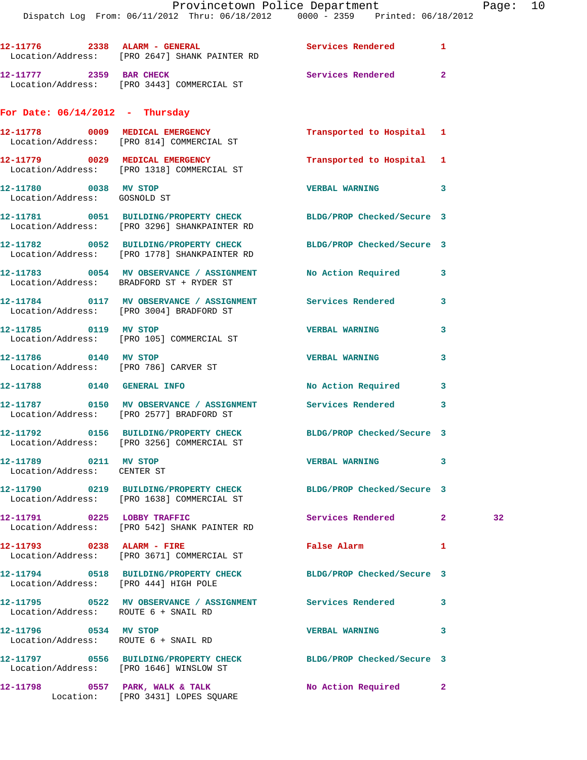12-11776 2338 ALARM - GENERAL Services Rendered 1
Location/Address: [PRO 2647] SHANK PAINTER RD

12-11777 2359 BAR CHECK Services Rendered 2
Location/Address: [PRO 3443] COMMERCIAL ST

## For Date: 06/14/2012 - Thursday

12-11778 0009 MEDICAL EMERGENCY Transported to Hospital 1
Location/Address: [PRO 814] COMMERCIAL ST

12-11779 0029 MEDICAL EMERGENCY Transported to Hospital 1
Location/Address: [PRO 1318] COMMERCIAL ST

12-11780 0038 MV STOP VERBAL WARNING 3
Location/Address: GOSNOLD ST

12-11781 0051 BUILDING/PROPERTY CHECK BLDG/PROP Checked/Secure 3
Location/Address: [PRO 3296] SHANKPAINTER RD

12-11782 0052 BUILDING/PROPERTY CHECK BLDG/PROP Checked/Secure 3
Location/Address: [PRO 1778] SHANKPAINTER RD

12-11783 0054 MV OBSERVANCE / ASSIGNMENT No Action Required 3
Location/Address: BRADFORD ST + RYDER ST

12-11784 0117 MV OBSERVANCE / ASSIGNMENT Services Rendered 3
Location/Address: [PRO 3004] BRADFORD ST

12-11785 0119 MV STOP VERBAL WARNING 3
Location/Address: [PRO 105] COMMERCIAL ST

12-11786 0140 MV STOP VERBAL WARNING 3
Location/Address: [PRO 786] CARVER ST

12-11788 0140 GENERAL INFO No Action Required 3

12-11787 0150 MV OBSERVANCE / ASSIGNMENT Services Rendered 3
Location/Address: [PRO 2577] BRADFORD ST

12-11792 0156 BUILDING/PROPERTY CHECK BLDG/PROP Checked/Secure 3
Location/Address: [PRO 3256] COMMERCIAL ST

12-11789 0211 MV STOP VERBAL WARNING 3
Location/Address: CENTER ST

12-11790 0219 BUILDING/PROPERTY CHECK BLDG/PROP Checked/Secure 3
Location/Address: [PRO 1638] COMMERCIAL ST

12-11791 0225 LOBBY TRAFFIC Services Rendered 2 32
Location/Address: [PRO 542] SHANK PAINTER RD

12-11793 0238 ALARM - FIRE False Alarm 1
Location/Address: [PRO 3671] COMMERCIAL ST

12-11794 0518 BUILDING/PROPERTY CHECK BLDG/PROP Checked/Secure 3
Location/Address: [PRO 444] HIGH POLE

12-11795 0522 MV OBSERVANCE / ASSIGNMENT Services Rendered 3
Location/Address: ROUTE 6 + SNAIL RD

12-11796 0534 MV STOP VERBAL WARNING 3
Location/Address: ROUTE 6 + SNAIL RD

12-11797 0556 BUILDING/PROPERTY CHECK BLDG/PROP Checked/Secure 3
Location/Address: [PRO 1646] WINSLOW ST

12-11798 0557 PARK, WALK & TALK No Action Required 2
Location: [PRO 3431] LOPES SQUARE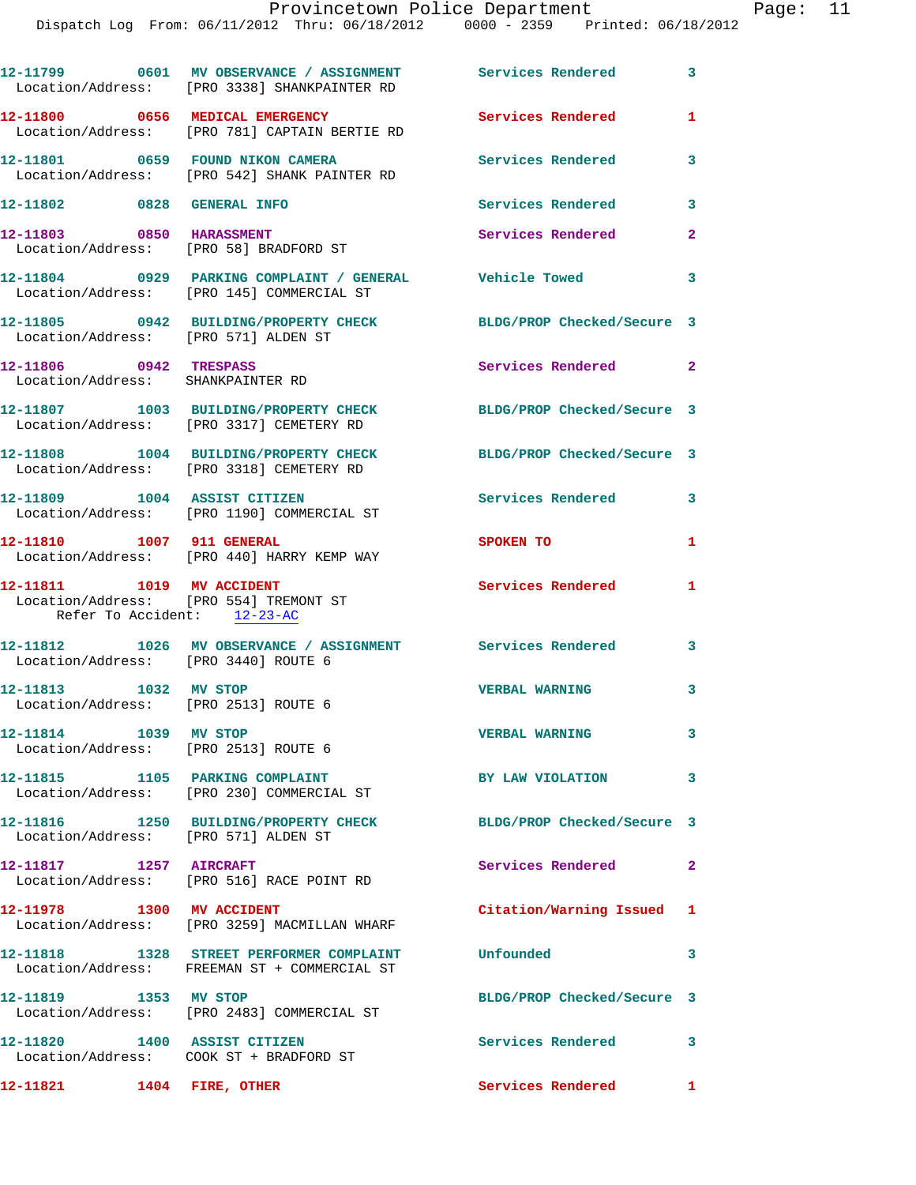12-11799 0601 MV OBSERVANCE / ASSIGNMENT Services Rendered 3
Location/Address: [PRO 3338] SHANKPAINTER RD

12-11800 0656 MEDICAL EMERGENCY Services Rendered 1
Location/Address: [PRO 781] CAPTAIN BERTIE RD

12-11801 0659 FOUND NIKON CAMERA Services Rendered 3
Location/Address: [PRO 542] SHANK PAINTER RD

12-11802 0828 GENERAL INFO Services Rendered 3

12-11803 0850 HARASSMENT Services Rendered 2
Location/Address: [PRO 58] BRADFORD ST

12-11804 0929 PARKING COMPLAINT / GENERAL Vehicle Towed 3
Location/Address: [PRO 145] COMMERCIAL ST

12-11805 0942 BUILDING/PROPERTY CHECK BLDG/PROP Checked/Secure 3
Location/Address: [PRO 571] ALDEN ST

12-11806 0942 TRESPASS Services Rendered 2
Location/Address: SHANKPAINTER RD

12-11807 1003 BUILDING/PROPERTY CHECK BLDG/PROP Checked/Secure 3
Location/Address: [PRO 3317] CEMETERY RD

12-11808 1004 BUILDING/PROPERTY CHECK BLDG/PROP Checked/Secure 3
Location/Address: [PRO 3318] CEMETERY RD

12-11809 1004 ASSIST CITIZEN Services Rendered 3
Location/Address: [PRO 1190] COMMERCIAL ST

12-11810 1007 911 GENERAL SPOKEN TO 1
Location/Address: [PRO 440] HARRY KEMP WAY

12-11811 1019 MV ACCIDENT Services Rendered 1
Location/Address: [PRO 554] TREMONT ST
Refer To Accident: 12-23-AC

12-11812 1026 MV OBSERVANCE / ASSIGNMENT Services Rendered 3
Location/Address: [PRO 3440] ROUTE 6

12-11813 1032 MV STOP VERBAL WARNING 3
Location/Address: [PRO 2513] ROUTE 6

12-11814 1039 MV STOP VERBAL WARNING 3
Location/Address: [PRO 2513] ROUTE 6

12-11815 1105 PARKING COMPLAINT BY LAW VIOLATION 3
Location/Address: [PRO 230] COMMERCIAL ST

12-11816 1250 BUILDING/PROPERTY CHECK BLDG/PROP Checked/Secure 3
Location/Address: [PRO 571] ALDEN ST

12-11817 1257 AIRCRAFT Services Rendered 2
Location/Address: [PRO 516] RACE POINT RD

12-11978 1300 MV ACCIDENT Citation/Warning Issued 1
Location/Address: [PRO 3259] MACMILLAN WHARF

12-11818 1328 STREET PERFORMER COMPLAINT Unfounded 3
Location/Address: FREEMAN ST + COMMERCIAL ST

12-11819 1353 MV STOP BLDG/PROP Checked/Secure 3
Location/Address: [PRO 2483] COMMERCIAL ST

12-11820 1400 ASSIST CITIZEN Services Rendered 3
Location/Address: COOK ST + BRADFORD ST

12-11821 1404 FIRE, OTHER Services Rendered 1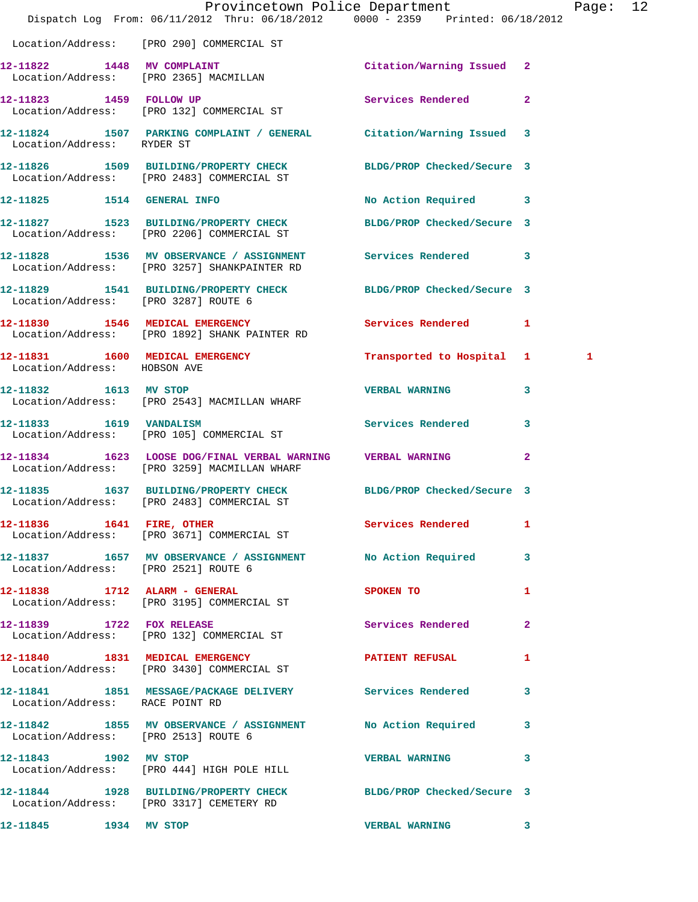Location/Address: [PRO 290] COMMERCIAL ST

12-11822 1448 MV COMPLAINT Citation/Warning Issued 2
Location/Address: [PRO 2365] MACMILLAN

12-11823 1459 FOLLOW UP Services Rendered 2
Location/Address: [PRO 132] COMMERCIAL ST

12-11824 1507 PARKING COMPLAINT / GENERAL Citation/Warning Issued 3
Location/Address: RYDER ST

12-11826 1509 BUILDING/PROPERTY CHECK BLDG/PROP Checked/Secure 3
Location/Address: [PRO 2483] COMMERCIAL ST

12-11825 1514 GENERAL INFO No Action Required 3

12-11827 1523 BUILDING/PROPERTY CHECK BLDG/PROP Checked/Secure 3
Location/Address: [PRO 2206] COMMERCIAL ST

12-11828 1536 MV OBSERVANCE / ASSIGNMENT Services Rendered 3
Location/Address: [PRO 3257] SHANKPAINTER RD

12-11829 1541 BUILDING/PROPERTY CHECK BLDG/PROP Checked/Secure 3
Location/Address: [PRO 3287] ROUTE 6

12-11830 1546 MEDICAL EMERGENCY Services Rendered 1
Location/Address: [PRO 1892] SHANK PAINTER RD

12-11831 1600 MEDICAL EMERGENCY Transported to Hospital 1 1
Location/Address: HOBSON AVE

12-11832 1613 MV STOP VERBAL WARNING 3
Location/Address: [PRO 2543] MACMILLAN WHARF

12-11833 1619 VANDALISM Services Rendered 3
Location/Address: [PRO 105] COMMERCIAL ST

12-11834 1623 LOOSE DOG/FINAL VERBAL WARNING VERBAL WARNING 2
Location/Address: [PRO 3259] MACMILLAN WHARF

12-11835 1637 BUILDING/PROPERTY CHECK BLDG/PROP Checked/Secure 3
Location/Address: [PRO 2483] COMMERCIAL ST

12-11836 1641 FIRE, OTHER Services Rendered 1
Location/Address: [PRO 3671] COMMERCIAL ST

12-11837 1657 MV OBSERVANCE / ASSIGNMENT No Action Required 3
Location/Address: [PRO 2521] ROUTE 6

12-11838 1712 ALARM - GENERAL SPOKEN TO 1
Location/Address: [PRO 3195] COMMERCIAL ST

12-11839 1722 FOX RELEASE Services Rendered 2
Location/Address: [PRO 132] COMMERCIAL ST

12-11840 1831 MEDICAL EMERGENCY PATIENT REFUSAL 1
Location/Address: [PRO 3430] COMMERCIAL ST

12-11841 1851 MESSAGE/PACKAGE DELIVERY Services Rendered 3
Location/Address: RACE POINT RD

12-11842 1855 MV OBSERVANCE / ASSIGNMENT No Action Required 3
Location/Address: [PRO 2513] ROUTE 6

12-11843 1902 MV STOP VERBAL WARNING 3
Location/Address: [PRO 444] HIGH POLE HILL

12-11844 1928 BUILDING/PROPERTY CHECK BLDG/PROP Checked/Secure 3
Location/Address: [PRO 3317] CEMETERY RD

12-11845 1934 MV STOP VERBAL WARNING 3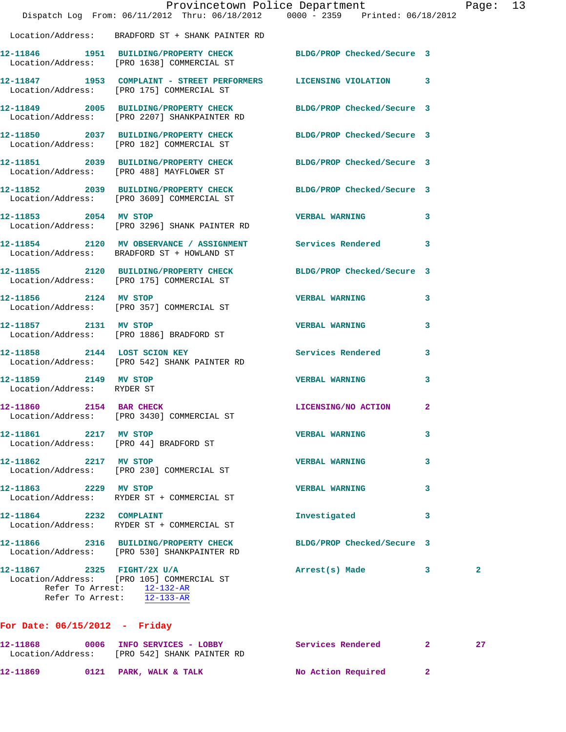Location/Address: BRADFORD ST + SHANK PAINTER RD

**12-11846** 1951 **BUILDING/PROPERTY CHECK** BLDG/PROP Checked/Secure 3
Location/Address: [PRO 1638] COMMERCIAL ST

**12-11847** 1953 **COMPLAINT - STREET PERFORMERS** LICENSING VIOLATION 3
Location/Address: [PRO 175] COMMERCIAL ST

**12-11849** 2005 **BUILDING/PROPERTY CHECK** BLDG/PROP Checked/Secure 3
Location/Address: [PRO 2207] SHANKPAINTER RD

**12-11850** 2037 **BUILDING/PROPERTY CHECK** BLDG/PROP Checked/Secure 3
Location/Address: [PRO 182] COMMERCIAL ST

**12-11851** 2039 **BUILDING/PROPERTY CHECK** BLDG/PROP Checked/Secure 3
Location/Address: [PRO 488] MAYFLOWER ST

**12-11852** 2039 **BUILDING/PROPERTY CHECK** BLDG/PROP Checked/Secure 3
Location/Address: [PRO 3609] COMMERCIAL ST

**12-11853** 2054 **MV STOP** VERBAL WARNING 3
Location/Address: [PRO 3296] SHANK PAINTER RD

**12-11854** 2120 **MV OBSERVANCE / ASSIGNMENT** Services Rendered 3
Location/Address: BRADFORD ST + HOWLAND ST

**12-11855** 2120 **BUILDING/PROPERTY CHECK** BLDG/PROP Checked/Secure 3
Location/Address: [PRO 175] COMMERCIAL ST

**12-11856** 2124 **MV STOP** VERBAL WARNING 3
Location/Address: [PRO 357] COMMERCIAL ST

**12-11857** 2131 **MV STOP** VERBAL WARNING 3
Location/Address: [PRO 1886] BRADFORD ST

**12-11858** 2144 **LOST SCION KEY** Services Rendered 3
Location/Address: [PRO 542] SHANK PAINTER RD

**12-11859** 2149 **MV STOP** VERBAL WARNING 3
Location/Address: RYDER ST

**12-11860** 2154 **BAR CHECK** LICENSING/NO ACTION 2
Location/Address: [PRO 3430] COMMERCIAL ST

**12-11861** 2217 **MV STOP** VERBAL WARNING 3
Location/Address: [PRO 44] BRADFORD ST

**12-11862** 2217 **MV STOP** VERBAL WARNING 3
Location/Address: [PRO 230] COMMERCIAL ST

**12-11863** 2229 **MV STOP** VERBAL WARNING 3
Location/Address: RYDER ST + COMMERCIAL ST

**12-11864** 2232 **COMPLAINT** Investigated 3
Location/Address: RYDER ST + COMMERCIAL ST

**12-11866** 2316 **BUILDING/PROPERTY CHECK** BLDG/PROP Checked/Secure 3
Location/Address: [PRO 530] SHANKPAINTER RD

**12-11867** 2325 **FIGHT/2X U/A** Arrest(s) Made 3 2
Location/Address: [PRO 105] COMMERCIAL ST
Refer To Arrest: 12-132-AR
Refer To Arrest: 12-133-AR

## For Date: 06/15/2012 - Friday

**12-11868** 0006 **INFO SERVICES - LOBBY** Services Rendered 2 27
Location/Address: [PRO 542] SHANK PAINTER RD

**12-11869** 0121 **PARK, WALK & TALK** No Action Required 2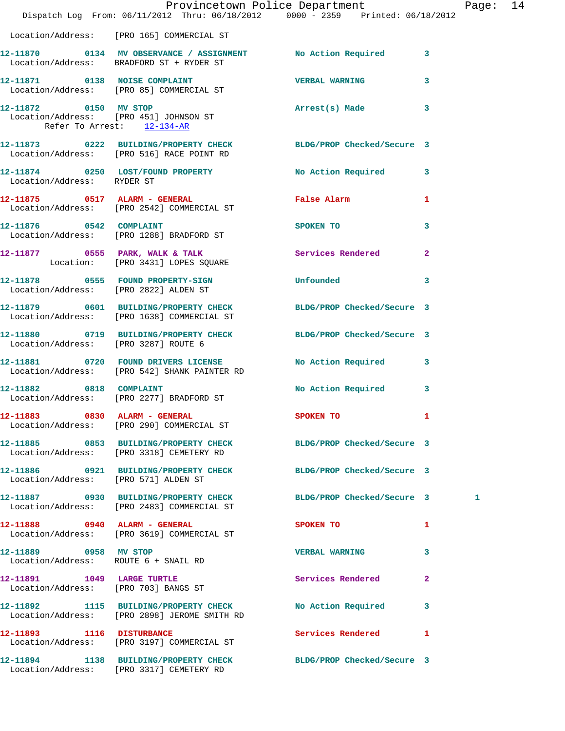Location/Address: [PRO 165] COMMERCIAL ST

**12-11870** 0134 **MV OBSERVANCE / ASSIGNMENT** No Action Required 3
Location/Address: BRADFORD ST + RYDER ST

**12-11871** 0138 **NOISE COMPLAINT** VERBAL WARNING 3
Location/Address: [PRO 85] COMMERCIAL ST

**12-11872** 0150 **MV STOP** Arrest(s) Made 3
Location/Address: [PRO 451] JOHNSON ST
Refer To Arrest: 12-134-AR

**12-11873** 0222 **BUILDING/PROPERTY CHECK** BLDG/PROP Checked/Secure 3
Location/Address: [PRO 516] RACE POINT RD

**12-11874** 0250 **LOST/FOUND PROPERTY** No Action Required 3
Location/Address: RYDER ST

**12-11875** 0517 **ALARM - GENERAL** False Alarm 1
Location/Address: [PRO 2542] COMMERCIAL ST

**12-11876** 0542 **COMPLAINT** SPOKEN TO 3
Location/Address: [PRO 1288] BRADFORD ST

**12-11877** 0555 **PARK, WALK & TALK** Services Rendered 2
Location: [PRO 3431] LOPES SQUARE

**12-11878** 0555 **FOUND PROPERTY-SIGN** Unfounded 3
Location/Address: [PRO 2822] ALDEN ST

**12-11879** 0601 **BUILDING/PROPERTY CHECK** BLDG/PROP Checked/Secure 3
Location/Address: [PRO 1638] COMMERCIAL ST

**12-11880** 0719 **BUILDING/PROPERTY CHECK** BLDG/PROP Checked/Secure 3
Location/Address: [PRO 3287] ROUTE 6

**12-11881** 0720 **FOUND DRIVERS LICENSE** No Action Required 3
Location/Address: [PRO 542] SHANK PAINTER RD

**12-11882** 0818 **COMPLAINT** No Action Required 3
Location/Address: [PRO 2277] BRADFORD ST

**12-11883** 0830 **ALARM - GENERAL** SPOKEN TO 1
Location/Address: [PRO 290] COMMERCIAL ST

**12-11885** 0853 **BUILDING/PROPERTY CHECK** BLDG/PROP Checked/Secure 3
Location/Address: [PRO 3318] CEMETERY RD

**12-11886** 0921 **BUILDING/PROPERTY CHECK** BLDG/PROP Checked/Secure 3
Location/Address: [PRO 571] ALDEN ST

**12-11887** 0930 **BUILDING/PROPERTY CHECK** BLDG/PROP Checked/Secure 3 1
Location/Address: [PRO 2483] COMMERCIAL ST

**12-11888** 0940 **ALARM - GENERAL** SPOKEN TO 1
Location/Address: [PRO 3619] COMMERCIAL ST

**12-11889** 0958 **MV STOP** VERBAL WARNING 3
Location/Address: ROUTE 6 + SNAIL RD

**12-11891** 1049 **LARGE TURTLE** Services Rendered 2
Location/Address: [PRO 703] BANGS ST

**12-11892** 1115 **BUILDING/PROPERTY CHECK** No Action Required 3
Location/Address: [PRO 2898] JEROME SMITH RD

**12-11893** 1116 **DISTURBANCE** Services Rendered 1
Location/Address: [PRO 3197] COMMERCIAL ST

**12-11894** 1138 **BUILDING/PROPERTY CHECK** BLDG/PROP Checked/Secure 3
Location/Address: [PRO 3317] CEMETERY RD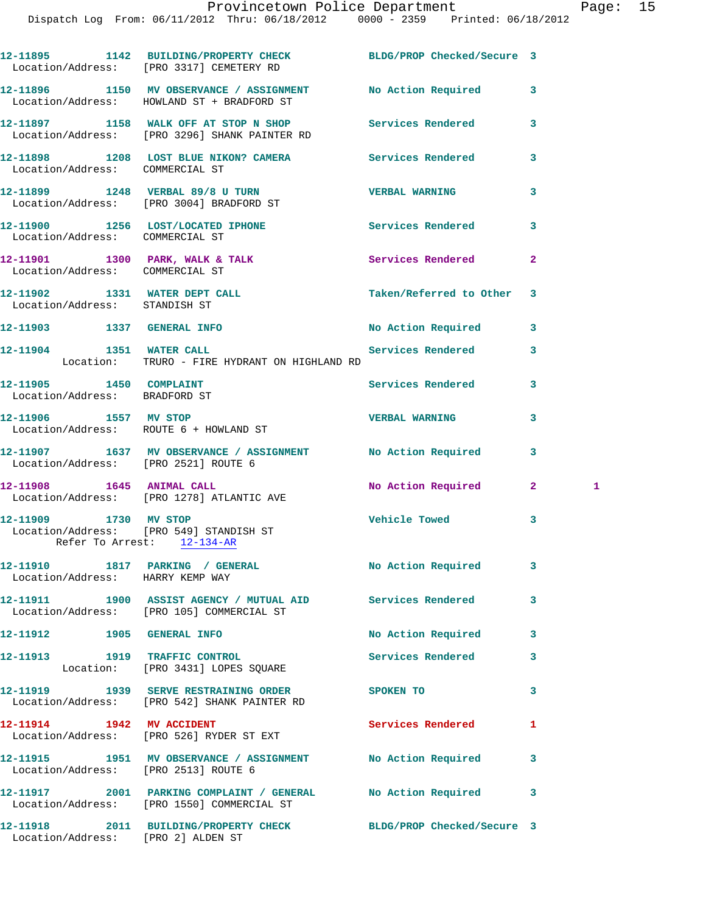12-11895 1142 BUILDING/PROPERTY CHECK BLDG/PROP Checked/Secure 3
Location/Address: [PRO 3317] CEMETERY RD

12-11896 1150 MV OBSERVANCE / ASSIGNMENT No Action Required 3
Location/Address: HOWLAND ST + BRADFORD ST

12-11897 1158 WALK OFF AT STOP N SHOP Services Rendered 3
Location/Address: [PRO 3296] SHANK PAINTER RD

12-11898 1208 LOST BLUE NIKON? CAMERA Services Rendered 3
Location/Address: COMMERCIAL ST

12-11899 1248 VERBAL 89/8 U TURN VERBAL WARNING 3
Location/Address: [PRO 3004] BRADFORD ST

12-11900 1256 LOST/LOCATED IPHONE Services Rendered 3
Location/Address: COMMERCIAL ST

12-11901 1300 PARK, WALK & TALK Services Rendered 2
Location/Address: COMMERCIAL ST

12-11902 1331 WATER DEPT CALL Taken/Referred to Other 3
Location/Address: STANDISH ST

12-11903 1337 GENERAL INFO No Action Required 3

12-11904 1351 WATER CALL Services Rendered 3
Location: TRURO - FIRE HYDRANT ON HIGHLAND RD

12-11905 1450 COMPLAINT Services Rendered 3
Location/Address: BRADFORD ST

12-11906 1557 MV STOP VERBAL WARNING 3
Location/Address: ROUTE 6 + HOWLAND ST

12-11907 1637 MV OBSERVANCE / ASSIGNMENT No Action Required 3
Location/Address: [PRO 2521] ROUTE 6

12-11908 1645 ANIMAL CALL No Action Required 2 1
Location/Address: [PRO 1278] ATLANTIC AVE

12-11909 1730 MV STOP Vehicle Towed 3
Location/Address: [PRO 549] STANDISH ST
Refer To Arrest: 12-134-AR

12-11910 1817 PARKING / GENERAL No Action Required 3
Location/Address: HARRY KEMP WAY

12-11911 1900 ASSIST AGENCY / MUTUAL AID Services Rendered 3
Location/Address: [PRO 105] COMMERCIAL ST

12-11912 1905 GENERAL INFO No Action Required 3

12-11913 1919 TRAFFIC CONTROL Services Rendered 3
Location: [PRO 3431] LOPES SQUARE

12-11919 1939 SERVE RESTRAINING ORDER SPOKEN TO 3
Location/Address: [PRO 542] SHANK PAINTER RD

12-11914 1942 MV ACCIDENT Services Rendered 1
Location/Address: [PRO 526] RYDER ST EXT

12-11915 1951 MV OBSERVANCE / ASSIGNMENT No Action Required 3
Location/Address: [PRO 2513] ROUTE 6

12-11917 2001 PARKING COMPLAINT / GENERAL No Action Required 3
Location/Address: [PRO 1550] COMMERCIAL ST

12-11918 2011 BUILDING/PROPERTY CHECK BLDG/PROP Checked/Secure 3
Location/Address: [PRO 2] ALDEN ST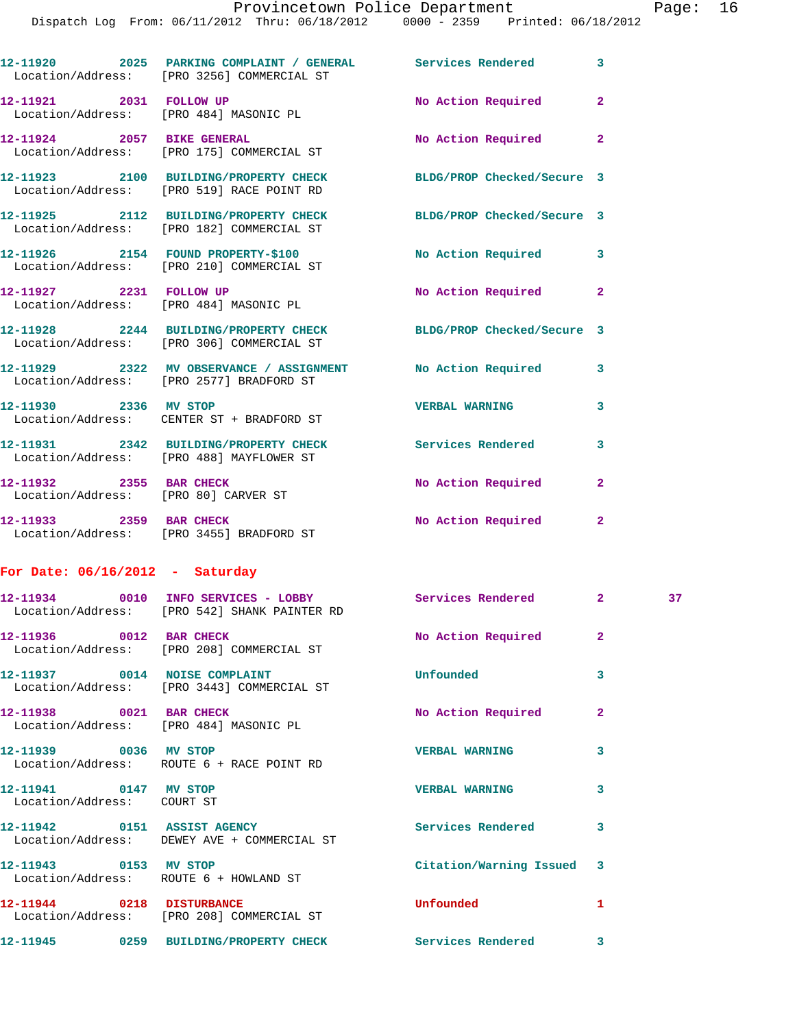12-11920 2025 PARKING COMPLAINT / GENERAL Services Rendered 3
Location/Address: [PRO 3256] COMMERCIAL ST

12-11921 2031 FOLLOW UP No Action Required 2
Location/Address: [PRO 484] MASONIC PL

12-11924 2057 BIKE GENERAL No Action Required 2
Location/Address: [PRO 175] COMMERCIAL ST

12-11923 2100 BUILDING/PROPERTY CHECK BLDG/PROP Checked/Secure 3
Location/Address: [PRO 519] RACE POINT RD

12-11925 2112 BUILDING/PROPERTY CHECK BLDG/PROP Checked/Secure 3
Location/Address: [PRO 182] COMMERCIAL ST

12-11926 2154 FOUND PROPERTY-$100 No Action Required 3
Location/Address: [PRO 210] COMMERCIAL ST

12-11927 2231 FOLLOW UP No Action Required 2
Location/Address: [PRO 484] MASONIC PL

12-11928 2244 BUILDING/PROPERTY CHECK BLDG/PROP Checked/Secure 3
Location/Address: [PRO 306] COMMERCIAL ST

12-11929 2322 MV OBSERVANCE / ASSIGNMENT No Action Required 3
Location/Address: [PRO 2577] BRADFORD ST

12-11930 2336 MV STOP VERBAL WARNING 3
Location/Address: CENTER ST + BRADFORD ST

12-11931 2342 BUILDING/PROPERTY CHECK Services Rendered 3
Location/Address: [PRO 488] MAYFLOWER ST

12-11932 2355 BAR CHECK No Action Required 2
Location/Address: [PRO 80] CARVER ST

12-11933 2359 BAR CHECK No Action Required 2
Location/Address: [PRO 3455] BRADFORD ST

**For Date: 06/16/2012 - Saturday**

12-11934 0010 INFO SERVICES - LOBBY Services Rendered 2 37
Location/Address: [PRO 542] SHANK PAINTER RD

12-11936 0012 BAR CHECK No Action Required 2
Location/Address: [PRO 208] COMMERCIAL ST

12-11937 0014 NOISE COMPLAINT Unfounded 3
Location/Address: [PRO 3443] COMMERCIAL ST

12-11938 0021 BAR CHECK No Action Required 2
Location/Address: [PRO 484] MASONIC PL

12-11939 0036 MV STOP VERBAL WARNING 3
Location/Address: ROUTE 6 + RACE POINT RD

12-11941 0147 MV STOP VERBAL WARNING 3
Location/Address: COURT ST

12-11942 0151 ASSIST AGENCY Services Rendered 3
Location/Address: DEWEY AVE + COMMERCIAL ST

12-11943 0153 MV STOP Citation/Warning Issued 3
Location/Address: ROUTE 6 + HOWLAND ST

12-11944 0218 DISTURBANCE Unfounded 1
Location/Address: [PRO 208] COMMERCIAL ST

12-11945 0259 BUILDING/PROPERTY CHECK Services Rendered 3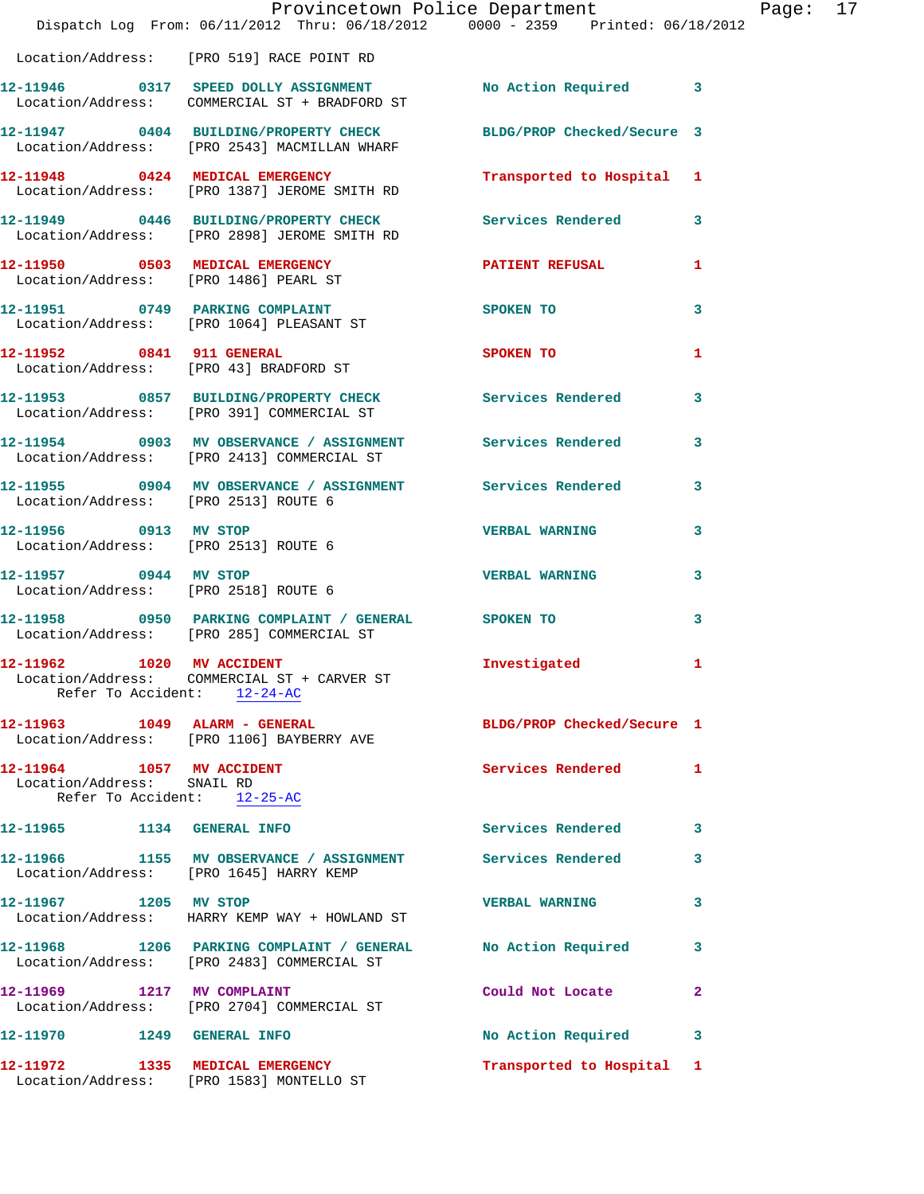Location/Address: [PRO 519] RACE POINT RD

**12-11946** 0317 SPEED DOLLY ASSIGNMENT — No Action Required 3
Location/Address: COMMERCIAL ST + BRADFORD ST

**12-11947** 0404 BUILDING/PROPERTY CHECK — BLDG/PROP Checked/Secure 3
Location/Address: [PRO 2543] MACMILLAN WHARF

**12-11948** 0424 MEDICAL EMERGENCY — Transported to Hospital 1
Location/Address: [PRO 1387] JEROME SMITH RD

**12-11949** 0446 BUILDING/PROPERTY CHECK — Services Rendered 3
Location/Address: [PRO 2898] JEROME SMITH RD

**12-11950** 0503 MEDICAL EMERGENCY — PATIENT REFUSAL 1
Location/Address: [PRO 1486] PEARL ST

**12-11951** 0749 PARKING COMPLAINT — SPOKEN TO 3
Location/Address: [PRO 1064] PLEASANT ST

**12-11952** 0841 911 GENERAL — SPOKEN TO 1
Location/Address: [PRO 43] BRADFORD ST

**12-11953** 0857 BUILDING/PROPERTY CHECK — Services Rendered 3
Location/Address: [PRO 391] COMMERCIAL ST

**12-11954** 0903 MV OBSERVANCE / ASSIGNMENT — Services Rendered 3
Location/Address: [PRO 2413] COMMERCIAL ST

**12-11955** 0904 MV OBSERVANCE / ASSIGNMENT — Services Rendered 3
Location/Address: [PRO 2513] ROUTE 6

**12-11956** 0913 MV STOP — VERBAL WARNING 3
Location/Address: [PRO 2513] ROUTE 6

**12-11957** 0944 MV STOP — VERBAL WARNING 3
Location/Address: [PRO 2518] ROUTE 6

**12-11958** 0950 PARKING COMPLAINT / GENERAL — SPOKEN TO 3
Location/Address: [PRO 285] COMMERCIAL ST

**12-11962** 1020 MV ACCIDENT — Investigated 1
Location/Address: COMMERCIAL ST + CARVER ST
Refer To Accident: 12-24-AC

**12-11963** 1049 ALARM - GENERAL — BLDG/PROP Checked/Secure 1
Location/Address: [PRO 1106] BAYBERRY AVE

**12-11964** 1057 MV ACCIDENT — Services Rendered 1
Location/Address: SNAIL RD
Refer To Accident: 12-25-AC

**12-11965** 1134 GENERAL INFO — Services Rendered 3

**12-11966** 1155 MV OBSERVANCE / ASSIGNMENT — Services Rendered 3
Location/Address: [PRO 1645] HARRY KEMP

**12-11967** 1205 MV STOP — VERBAL WARNING 3
Location/Address: HARRY KEMP WAY + HOWLAND ST

**12-11968** 1206 PARKING COMPLAINT / GENERAL — No Action Required 3
Location/Address: [PRO 2483] COMMERCIAL ST

**12-11969** 1217 MV COMPLAINT — Could Not Locate 2
Location/Address: [PRO 2704] COMMERCIAL ST

**12-11970** 1249 GENERAL INFO — No Action Required 3

**12-11972** 1335 MEDICAL EMERGENCY — Transported to Hospital 1
Location/Address: [PRO 1583] MONTELLO ST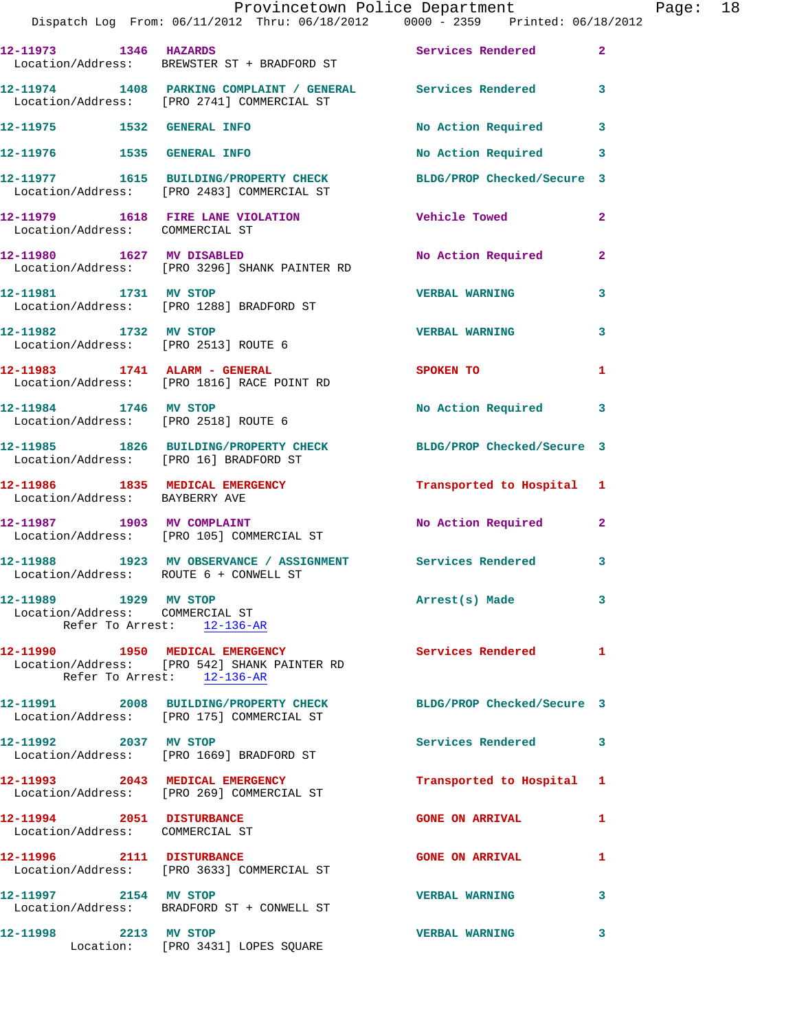12-11973 1346 HAZARDS Services Rendered 2
Location/Address: BREWSTER ST + BRADFORD ST

12-11974 1408 PARKING COMPLAINT / GENERAL Services Rendered 3
Location/Address: [PRO 2741] COMMERCIAL ST

12-11975 1532 GENERAL INFO No Action Required 3

12-11976 1535 GENERAL INFO No Action Required 3

12-11977 1615 BUILDING/PROPERTY CHECK BLDG/PROP Checked/Secure 3
Location/Address: [PRO 2483] COMMERCIAL ST

12-11979 1618 FIRE LANE VIOLATION Vehicle Towed 2
Location/Address: COMMERCIAL ST

12-11980 1627 MV DISABLED No Action Required 2
Location/Address: [PRO 3296] SHANK PAINTER RD

12-11981 1731 MV STOP VERBAL WARNING 3
Location/Address: [PRO 1288] BRADFORD ST

12-11982 1732 MV STOP VERBAL WARNING 3
Location/Address: [PRO 2513] ROUTE 6

12-11983 1741 ALARM - GENERAL SPOKEN TO 1
Location/Address: [PRO 1816] RACE POINT RD

12-11984 1746 MV STOP No Action Required 3
Location/Address: [PRO 2518] ROUTE 6

12-11985 1826 BUILDING/PROPERTY CHECK BLDG/PROP Checked/Secure 3
Location/Address: [PRO 16] BRADFORD ST

12-11986 1835 MEDICAL EMERGENCY Transported to Hospital 1
Location/Address: BAYBERRY AVE

12-11987 1903 MV COMPLAINT No Action Required 2
Location/Address: [PRO 105] COMMERCIAL ST

12-11988 1923 MV OBSERVANCE / ASSIGNMENT Services Rendered 3
Location/Address: ROUTE 6 + CONWELL ST

12-11989 1929 MV STOP Arrest(s) Made 3
Location/Address: COMMERCIAL ST
Refer To Arrest: 12-136-AR

12-11990 1950 MEDICAL EMERGENCY Services Rendered 1
Location/Address: [PRO 542] SHANK PAINTER RD
Refer To Arrest: 12-136-AR

12-11991 2008 BUILDING/PROPERTY CHECK BLDG/PROP Checked/Secure 3
Location/Address: [PRO 175] COMMERCIAL ST

12-11992 2037 MV STOP Services Rendered 3
Location/Address: [PRO 1669] BRADFORD ST

12-11993 2043 MEDICAL EMERGENCY Transported to Hospital 1
Location/Address: [PRO 269] COMMERCIAL ST

12-11994 2051 DISTURBANCE GONE ON ARRIVAL 1
Location/Address: COMMERCIAL ST

12-11996 2111 DISTURBANCE GONE ON ARRIVAL 1
Location/Address: [PRO 3633] COMMERCIAL ST

12-11997 2154 MV STOP VERBAL WARNING 3
Location/Address: BRADFORD ST + CONWELL ST

12-11998 2213 MV STOP VERBAL WARNING 3
Location: [PRO 3431] LOPES SQUARE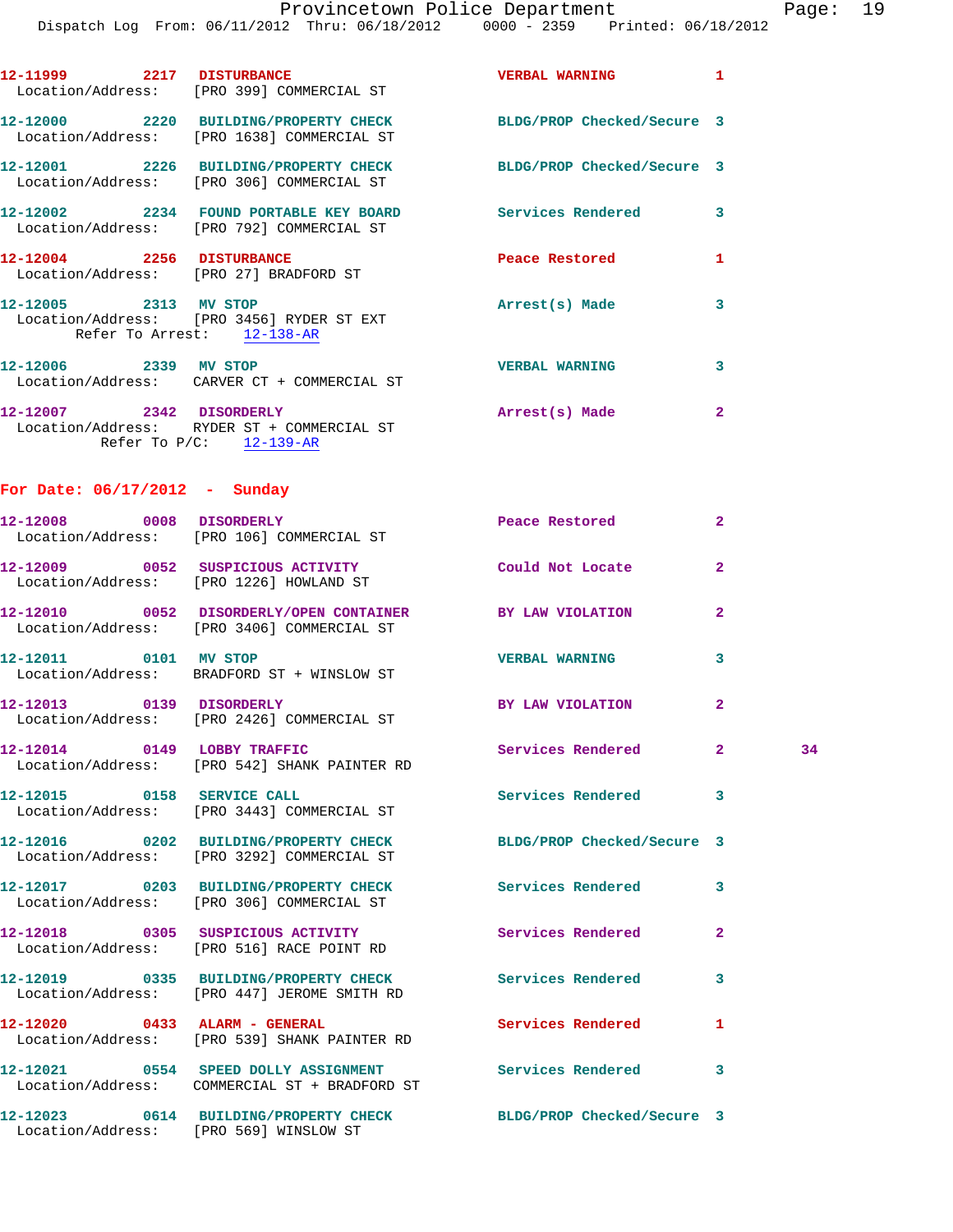12-11999 2217 DISTURBANCE VERBAL WARNING 1
Location/Address: [PRO 399] COMMERCIAL ST

12-12000 2220 BUILDING/PROPERTY CHECK BLDG/PROP Checked/Secure 3
Location/Address: [PRO 1638] COMMERCIAL ST

12-12001 2226 BUILDING/PROPERTY CHECK BLDG/PROP Checked/Secure 3
Location/Address: [PRO 306] COMMERCIAL ST

12-12002 2234 FOUND PORTABLE KEY BOARD Services Rendered 3
Location/Address: [PRO 792] COMMERCIAL ST

12-12004 2256 DISTURBANCE Peace Restored 1
Location/Address: [PRO 27] BRADFORD ST

12-12005 2313 MV STOP Arrest(s) Made 3
Location/Address: [PRO 3456] RYDER ST EXT
Refer To Arrest: 12-138-AR

12-12006 2339 MV STOP VERBAL WARNING 3
Location/Address: CARVER CT + COMMERCIAL ST

12-12007 2342 DISORDERLY Arrest(s) Made 2
Location/Address: RYDER ST + COMMERCIAL ST
Refer To P/C: 12-139-AR

## For Date: 06/17/2012 - Sunday

12-12008 0008 DISORDERLY Peace Restored 2
Location/Address: [PRO 106] COMMERCIAL ST

12-12009 0052 SUSPICIOUS ACTIVITY Could Not Locate 2
Location/Address: [PRO 1226] HOWLAND ST

12-12010 0052 DISORDERLY/OPEN CONTAINER BY LAW VIOLATION 2
Location/Address: [PRO 3406] COMMERCIAL ST

12-12011 0101 MV STOP VERBAL WARNING 3
Location/Address: BRADFORD ST + WINSLOW ST

12-12013 0139 DISORDERLY BY LAW VIOLATION 2
Location/Address: [PRO 2426] COMMERCIAL ST

12-12014 0149 LOBBY TRAFFIC Services Rendered 2 34
Location/Address: [PRO 542] SHANK PAINTER RD

12-12015 0158 SERVICE CALL Services Rendered 3
Location/Address: [PRO 3443] COMMERCIAL ST

12-12016 0202 BUILDING/PROPERTY CHECK BLDG/PROP Checked/Secure 3
Location/Address: [PRO 3292] COMMERCIAL ST

12-12017 0203 BUILDING/PROPERTY CHECK Services Rendered 3
Location/Address: [PRO 306] COMMERCIAL ST

12-12018 0305 SUSPICIOUS ACTIVITY Services Rendered 2
Location/Address: [PRO 516] RACE POINT RD

12-12019 0335 BUILDING/PROPERTY CHECK Services Rendered 3
Location/Address: [PRO 447] JEROME SMITH RD

12-12020 0433 ALARM - GENERAL Services Rendered 1
Location/Address: [PRO 539] SHANK PAINTER RD

12-12021 0554 SPEED DOLLY ASSIGNMENT Services Rendered 3
Location/Address: COMMERCIAL ST + BRADFORD ST

12-12023 0614 BUILDING/PROPERTY CHECK BLDG/PROP Checked/Secure 3
Location/Address: [PRO 569] WINSLOW ST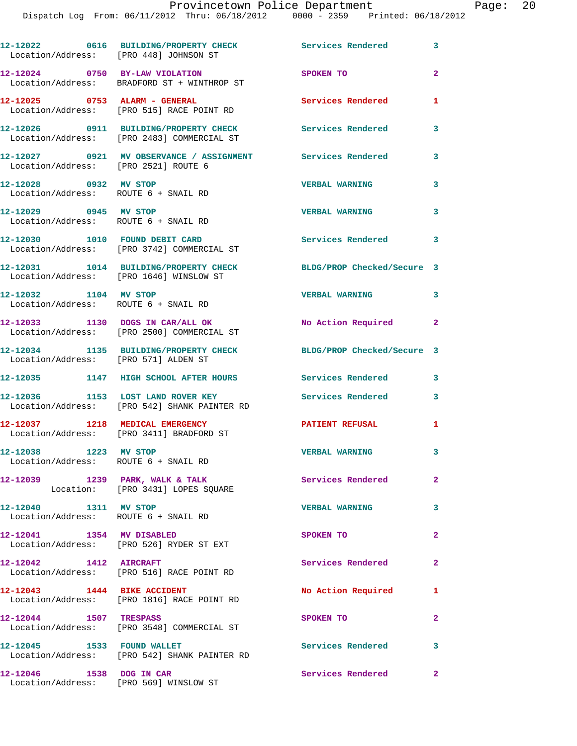12-12022 0616 BUILDING/PROPERTY CHECK Services Rendered 3
Location/Address: [PRO 448] JOHNSON ST

12-12024 0750 BY-LAW VIOLATION SPOKEN TO 2
Location/Address: BRADFORD ST + WINTHROP ST

12-12025 0753 ALARM - GENERAL Services Rendered 1
Location/Address: [PRO 515] RACE POINT RD

12-12026 0911 BUILDING/PROPERTY CHECK Services Rendered 3
Location/Address: [PRO 2483] COMMERCIAL ST

12-12027 0921 MV OBSERVANCE / ASSIGNMENT Services Rendered 3
Location/Address: [PRO 2521] ROUTE 6

12-12028 0932 MV STOP VERBAL WARNING 3
Location/Address: ROUTE 6 + SNAIL RD

12-12029 0945 MV STOP VERBAL WARNING 3
Location/Address: ROUTE 6 + SNAIL RD

12-12030 1010 FOUND DEBIT CARD Services Rendered 3
Location/Address: [PRO 3742] COMMERCIAL ST

12-12031 1014 BUILDING/PROPERTY CHECK BLDG/PROP Checked/Secure 3
Location/Address: [PRO 1646] WINSLOW ST

12-12032 1104 MV STOP VERBAL WARNING 3
Location/Address: ROUTE 6 + SNAIL RD

12-12033 1130 DOGS IN CAR/ALL OK No Action Required 2
Location/Address: [PRO 2500] COMMERCIAL ST

12-12034 1135 BUILDING/PROPERTY CHECK BLDG/PROP Checked/Secure 3
Location/Address: [PRO 571] ALDEN ST

12-12035 1147 HIGH SCHOOL AFTER HOURS Services Rendered 3

12-12036 1153 LOST LAND ROVER KEY Services Rendered 3
Location/Address: [PRO 542] SHANK PAINTER RD

12-12037 1218 MEDICAL EMERGENCY PATIENT REFUSAL 1
Location/Address: [PRO 3411] BRADFORD ST

12-12038 1223 MV STOP VERBAL WARNING 3
Location/Address: ROUTE 6 + SNAIL RD

12-12039 1239 PARK, WALK & TALK Services Rendered 2
Location: [PRO 3431] LOPES SQUARE

12-12040 1311 MV STOP VERBAL WARNING 3
Location/Address: ROUTE 6 + SNAIL RD

12-12041 1354 MV DISABLED SPOKEN TO 2
Location/Address: [PRO 526] RYDER ST EXT

12-12042 1412 AIRCRAFT Services Rendered 2
Location/Address: [PRO 516] RACE POINT RD

12-12043 1444 BIKE ACCIDENT No Action Required 1
Location/Address: [PRO 1816] RACE POINT RD

12-12044 1507 TRESPASS SPOKEN TO 2
Location/Address: [PRO 3548] COMMERCIAL ST

12-12045 1533 FOUND WALLET Services Rendered 3
Location/Address: [PRO 542] SHANK PAINTER RD

12-12046 1538 DOG IN CAR Services Rendered 2
Location/Address: [PRO 569] WINSLOW ST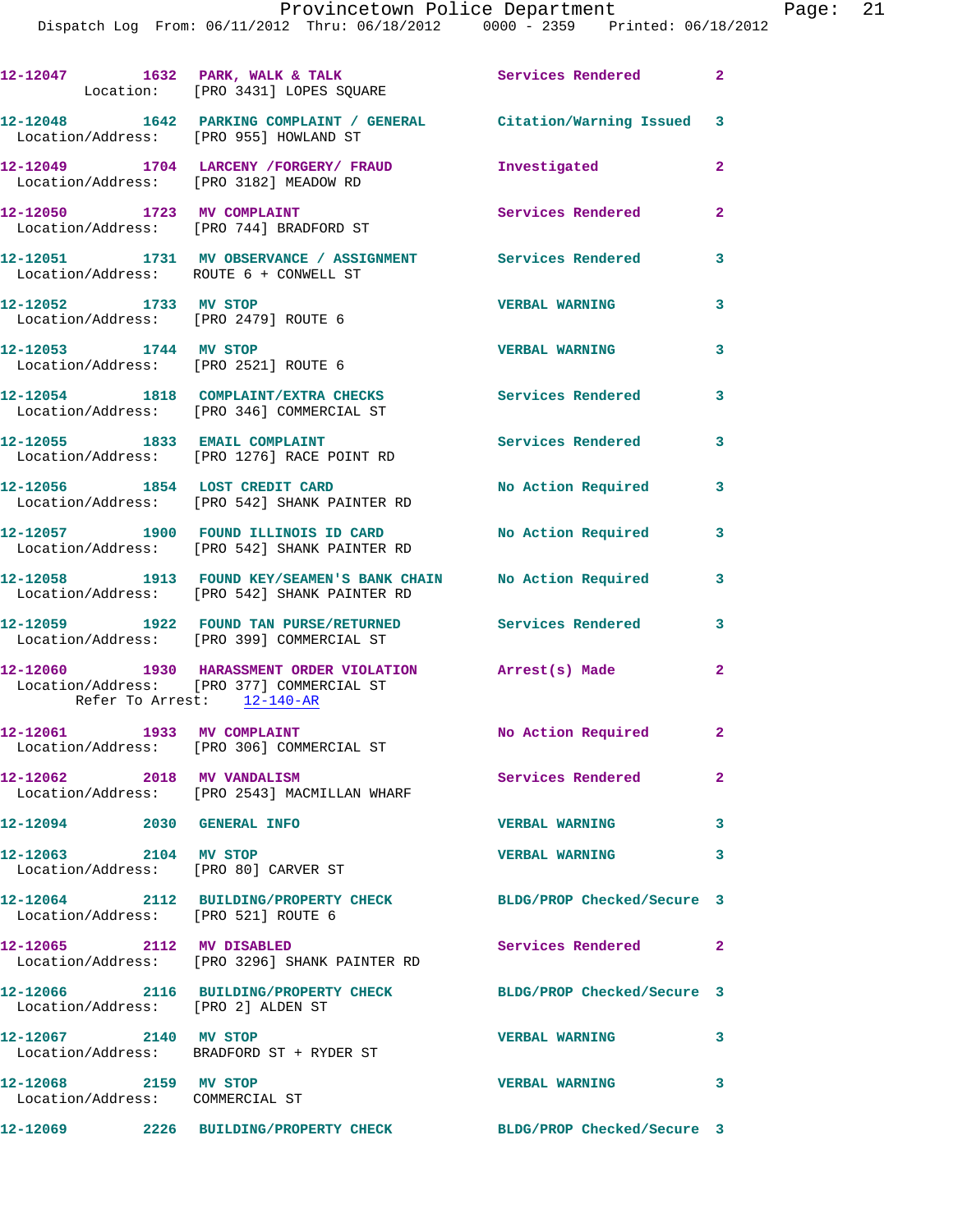12-12047 1632 PARK, WALK & TALK Services Rendered 2
Location: [PRO 3431] LOPES SQUARE

12-12048 1642 PARKING COMPLAINT / GENERAL Citation/Warning Issued 3
Location/Address: [PRO 955] HOWLAND ST

12-12049 1704 LARCENY /FORGERY/ FRAUD Investigated 2
Location/Address: [PRO 3182] MEADOW RD

12-12050 1723 MV COMPLAINT Services Rendered 2
Location/Address: [PRO 744] BRADFORD ST

12-12051 1731 MV OBSERVANCE / ASSIGNMENT Services Rendered 3
Location/Address: ROUTE 6 + CONWELL ST

12-12052 1733 MV STOP VERBAL WARNING 3
Location/Address: [PRO 2479] ROUTE 6

12-12053 1744 MV STOP VERBAL WARNING 3
Location/Address: [PRO 2521] ROUTE 6

12-12054 1818 COMPLAINT/EXTRA CHECKS Services Rendered 3
Location/Address: [PRO 346] COMMERCIAL ST

12-12055 1833 EMAIL COMPLAINT Services Rendered 3
Location/Address: [PRO 1276] RACE POINT RD

12-12056 1854 LOST CREDIT CARD No Action Required 3
Location/Address: [PRO 542] SHANK PAINTER RD

12-12057 1900 FOUND ILLINOIS ID CARD No Action Required 3
Location/Address: [PRO 542] SHANK PAINTER RD

12-12058 1913 FOUND KEY/SEAMEN'S BANK CHAIN No Action Required 3
Location/Address: [PRO 542] SHANK PAINTER RD

12-12059 1922 FOUND TAN PURSE/RETURNED Services Rendered 3
Location/Address: [PRO 399] COMMERCIAL ST

12-12060 1930 HARASSMENT ORDER VIOLATION Arrest(s) Made 2
Location/Address: [PRO 377] COMMERCIAL ST
Refer To Arrest: 12-140-AR

12-12061 1933 MV COMPLAINT No Action Required 2
Location/Address: [PRO 306] COMMERCIAL ST

12-12062 2018 MV VANDALISM Services Rendered 2
Location/Address: [PRO 2543] MACMILLAN WHARF

12-12094 2030 GENERAL INFO VERBAL WARNING 3

12-12063 2104 MV STOP VERBAL WARNING 3
Location/Address: [PRO 80] CARVER ST

12-12064 2112 BUILDING/PROPERTY CHECK BLDG/PROP Checked/Secure 3
Location/Address: [PRO 521] ROUTE 6

12-12065 2112 MV DISABLED Services Rendered 2
Location/Address: [PRO 3296] SHANK PAINTER RD

12-12066 2116 BUILDING/PROPERTY CHECK BLDG/PROP Checked/Secure 3
Location/Address: [PRO 2] ALDEN ST

12-12067 2140 MV STOP VERBAL WARNING 3
Location/Address: BRADFORD ST + RYDER ST

12-12068 2159 MV STOP VERBAL WARNING 3
Location/Address: COMMERCIAL ST

12-12069 2226 BUILDING/PROPERTY CHECK BLDG/PROP Checked/Secure 3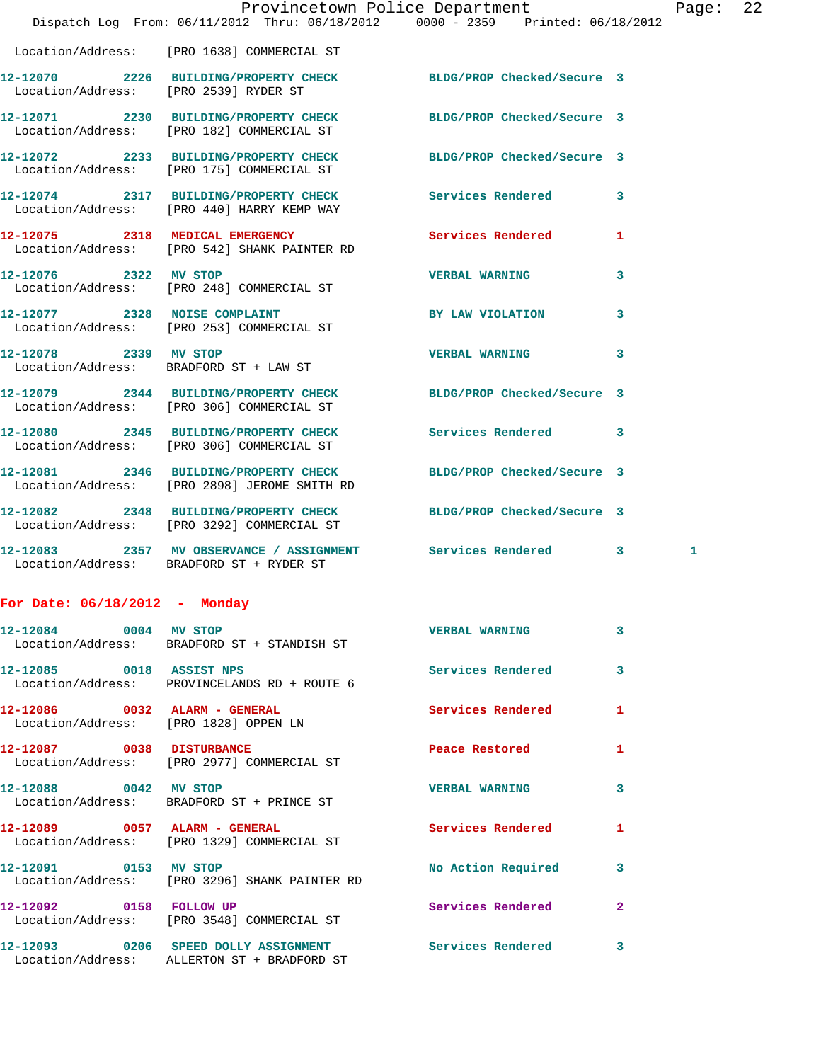Location/Address: [PRO 1638] COMMERCIAL ST

| | | | | | |
|---|---|---|---|---|---|
| 12-12070 | 2226 | BUILDING/PROPERTY CHECK | BLDG/PROP Checked/Secure | 3 | |
| Location/Address: | | [PRO 2539] RYDER ST | | | |
| 12-12071 | 2230 | BUILDING/PROPERTY CHECK | BLDG/PROP Checked/Secure | 3 | |
| Location/Address: | | [PRO 182] COMMERCIAL ST | | | |
| 12-12072 | 2233 | BUILDING/PROPERTY CHECK | BLDG/PROP Checked/Secure | 3 | |
| Location/Address: | | [PRO 175] COMMERCIAL ST | | | |
| 12-12074 | 2317 | BUILDING/PROPERTY CHECK | Services Rendered | 3 | |
| Location/Address: | | [PRO 440] HARRY KEMP WAY | | | |
| 12-12075 | 2318 | MEDICAL EMERGENCY | Services Rendered | 1 | |
| Location/Address: | | [PRO 542] SHANK PAINTER RD | | | |
| 12-12076 | 2322 | MV STOP | VERBAL WARNING | 3 | |
| Location/Address: | | [PRO 248] COMMERCIAL ST | | | |
| 12-12077 | 2328 | NOISE COMPLAINT | BY LAW VIOLATION | 3 | |
| Location/Address: | | [PRO 253] COMMERCIAL ST | | | |
| 12-12078 | 2339 | MV STOP | VERBAL WARNING | 3 | |
| Location/Address: | | BRADFORD ST + LAW ST | | | |
| 12-12079 | 2344 | BUILDING/PROPERTY CHECK | BLDG/PROP Checked/Secure | 3 | |
| Location/Address: | | [PRO 306] COMMERCIAL ST | | | |
| 12-12080 | 2345 | BUILDING/PROPERTY CHECK | Services Rendered | 3 | |
| Location/Address: | | [PRO 306] COMMERCIAL ST | | | |
| 12-12081 | 2346 | BUILDING/PROPERTY CHECK | BLDG/PROP Checked/Secure | 3 | |
| Location/Address: | | [PRO 2898] JEROME SMITH RD | | | |
| 12-12082 | 2348 | BUILDING/PROPERTY CHECK | BLDG/PROP Checked/Secure | 3 | |
| Location/Address: | | [PRO 3292] COMMERCIAL ST | | | |
| 12-12083 | 2357 | MV OBSERVANCE / ASSIGNMENT | Services Rendered | 3 | 1 |
| Location/Address: | | BRADFORD ST + RYDER ST | | | |

## For Date: 06/18/2012 - Monday

| | | | | |
|---|---|---|---|---|
| 12-12084 | 0004 | MV STOP | VERBAL WARNING | 3 |
| Location/Address: | | BRADFORD ST + STANDISH ST | | |
| 12-12085 | 0018 | ASSIST NPS | Services Rendered | 3 |
| Location/Address: | | PROVINCELANDS RD + ROUTE 6 | | |
| 12-12086 | 0032 | ALARM - GENERAL | Services Rendered | 1 |
| Location/Address: | | [PRO 1828] OPPEN LN | | |
| 12-12087 | 0038 | DISTURBANCE | Peace Restored | 1 |
| Location/Address: | | [PRO 2977] COMMERCIAL ST | | |
| 12-12088 | 0042 | MV STOP | VERBAL WARNING | 3 |
| Location/Address: | | BRADFORD ST + PRINCE ST | | |
| 12-12089 | 0057 | ALARM - GENERAL | Services Rendered | 1 |
| Location/Address: | | [PRO 1329] COMMERCIAL ST | | |
| 12-12091 | 0153 | MV STOP | No Action Required | 3 |
| Location/Address: | | [PRO 3296] SHANK PAINTER RD | | |
| 12-12092 | 0158 | FOLLOW UP | Services Rendered | 2 |
| Location/Address: | | [PRO 3548] COMMERCIAL ST | | |
| 12-12093 | 0206 | SPEED DOLLY ASSIGNMENT | Services Rendered | 3 |
| Location/Address: | | ALLERTON ST + BRADFORD ST | | |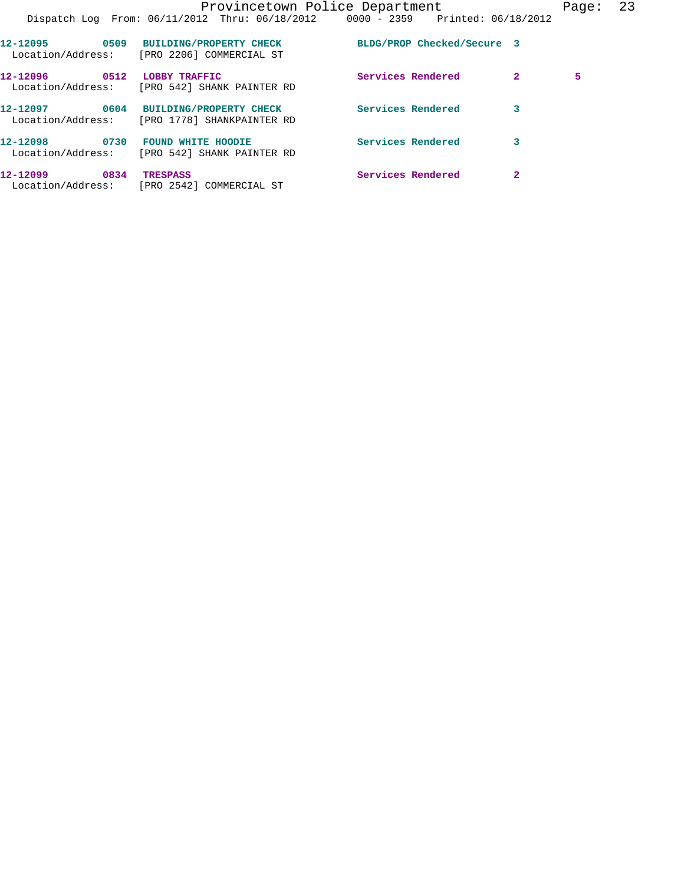12-12095 0509 BUILDING/PROPERTY CHECK BLDG/PROP Checked/Secure 3
Location/Address: [PRO 2206] COMMERCIAL ST

12-12096 0512 LOBBY TRAFFIC Services Rendered 2 5
Location/Address: [PRO 542] SHANK PAINTER RD

12-12097 0604 BUILDING/PROPERTY CHECK Services Rendered 3
Location/Address: [PRO 1778] SHANKPAINTER RD

12-12098 0730 FOUND WHITE HOODIE Services Rendered 3
Location/Address: [PRO 542] SHANK PAINTER RD

12-12099 0834 TRESPASS Services Rendered 2
Location/Address: [PRO 2542] COMMERCIAL ST